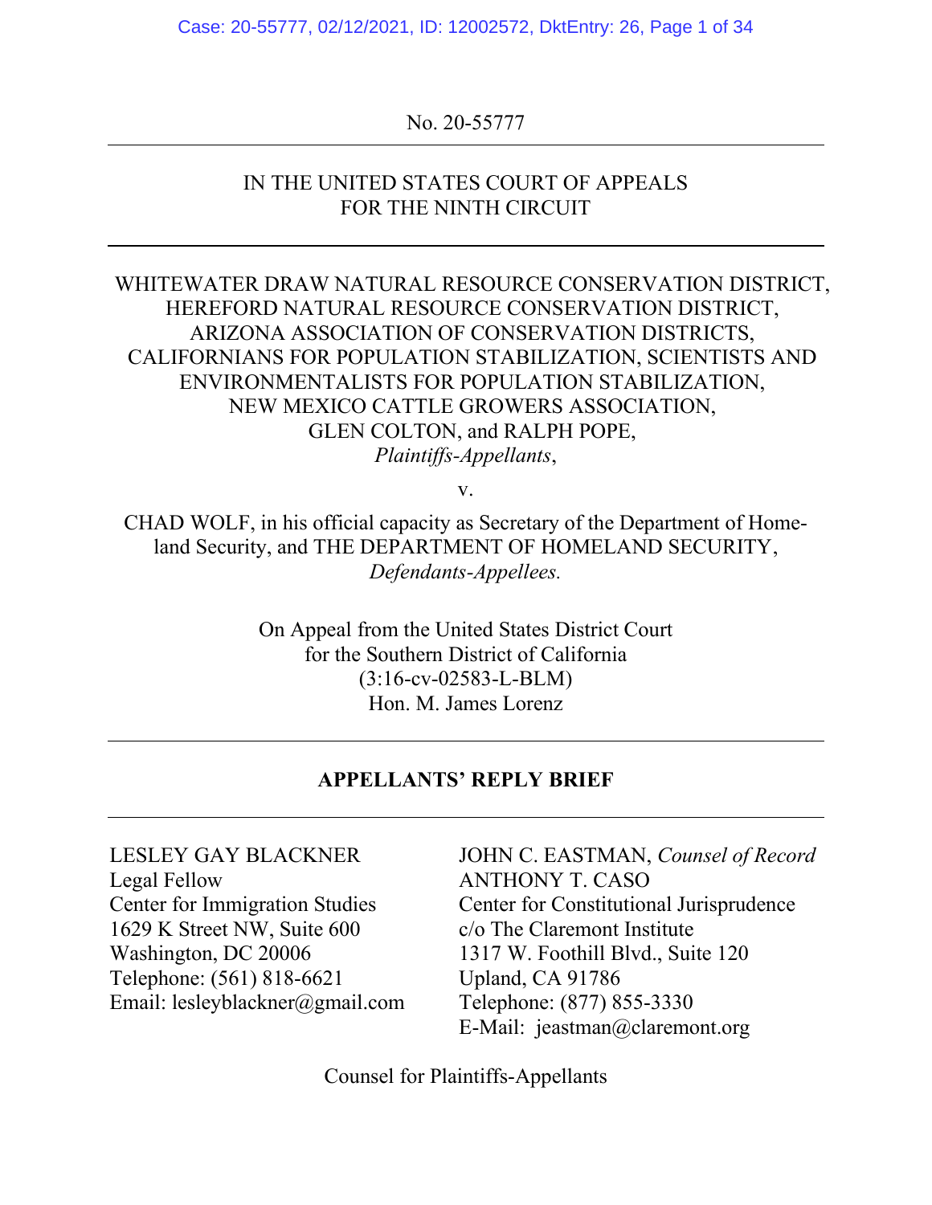No. 20-55777

---

IN THE UNITED STATES COURT OF APPEALS
FOR THE NINTH CIRCUIT

---

WHITEWATER DRAW NATURAL RESOURCE CONSERVATION DISTRICT, HEREFORD NATURAL RESOURCE CONSERVATION DISTRICT, ARIZONA ASSOCIATION OF CONSERVATION DISTRICTS, CALIFORNIANS FOR POPULATION STABILIZATION, SCIENTISTS AND ENVIRONMENTALISTS FOR POPULATION STABILIZATION, NEW MEXICO CATTLE GROWERS ASSOCIATION, GLEN COLTON, and RALPH POPE,
*Plaintiffs-Appellants*,

v.

CHAD WOLF, in his official capacity as Secretary of the Department of Homeland Security, and THE DEPARTMENT OF HOMELAND SECURITY,
*Defendants-Appellees.*

On Appeal from the United States District Court
for the Southern District of California
(3:16-cv-02583-L-BLM)
Hon. M. James Lorenz

---

**APPELLANTS' REPLY BRIEF**

---

LESLEY GAY BLACKNER
Legal Fellow
Center for Immigration Studies
1629 K Street NW, Suite 600
Washington, DC 20006
Telephone: (561) 818-6621
Email: lesleyblackner@gmail.com

JOHN C. EASTMAN, *Counsel of Record*
ANTHONY T. CASO
Center for Constitutional Jurisprudence
c/o The Claremont Institute
1317 W. Foothill Blvd., Suite 120
Upland, CA 91786
Telephone: (877) 855-3330
E-Mail: jeastman@claremont.org

Counsel for Plaintiffs-Appellants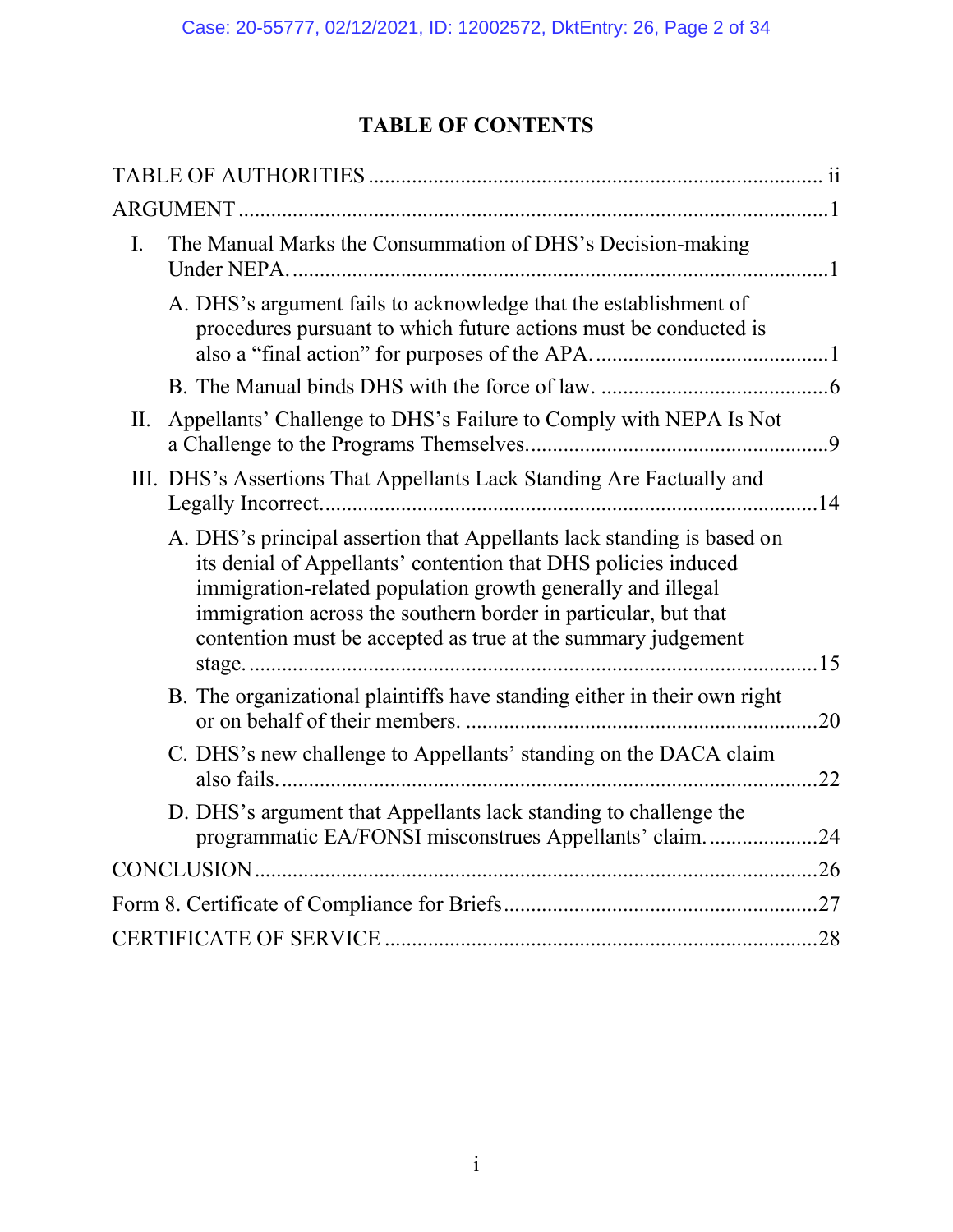# TABLE OF CONTENTS

TABLE OF AUTHORITIES ..... ii

ARGUMENT ..... 1

I. The Manual Marks the Consummation of DHS's Decision-making Under NEPA. ..... 1

  A. DHS's argument fails to acknowledge that the establishment of procedures pursuant to which future actions must be conducted is also a "final action" for purposes of the APA. ..... 1

  B. The Manual binds DHS with the force of law. ..... 6

II. Appellants' Challenge to DHS's Failure to Comply with NEPA Is Not a Challenge to the Programs Themselves. ..... 9

III. DHS's Assertions That Appellants Lack Standing Are Factually and Legally Incorrect. ..... 14

  A. DHS's principal assertion that Appellants lack standing is based on its denial of Appellants' contention that DHS policies induced immigration-related population growth generally and illegal immigration across the southern border in particular, but that contention must be accepted as true at the summary judgement stage. ..... 15

  B. The organizational plaintiffs have standing either in their own right or on behalf of their members. ..... 20

  C. DHS's new challenge to Appellants' standing on the DACA claim also fails. ..... 22

  D. DHS's argument that Appellants lack standing to challenge the programmatic EA/FONSI misconstrues Appellants' claim. ..... 24

CONCLUSION ..... 26

Form 8. Certificate of Compliance for Briefs ..... 27

CERTIFICATE OF SERVICE ..... 28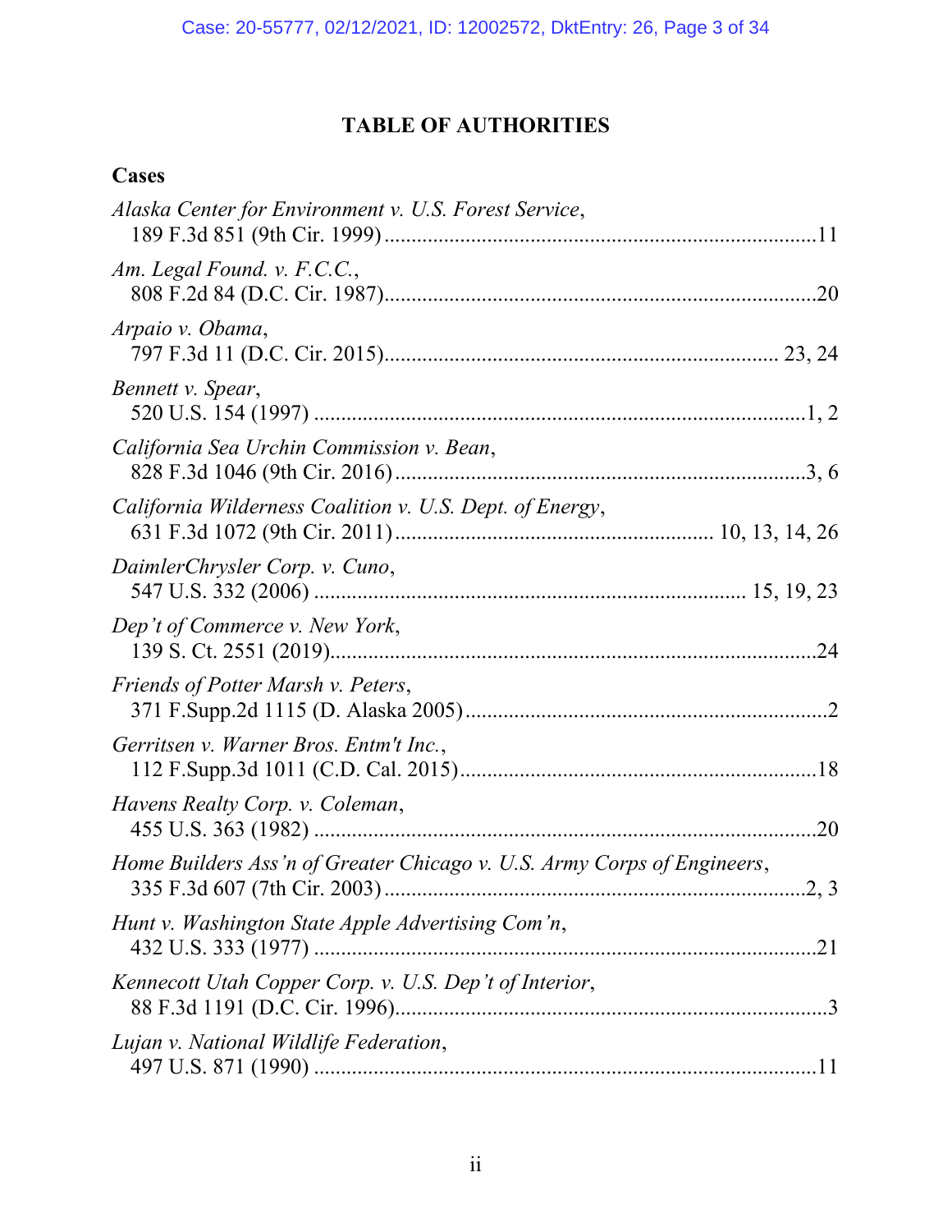# TABLE OF AUTHORITIES

## Cases

*Alaska Center for Environment v. U.S. Forest Service*,
189 F.3d 851 (9th Cir. 1999) ....................................................................11

*Am. Legal Found. v. F.C.C.*,
808 F.2d 84 (D.C. Cir. 1987)....................................................................20

*Arpaio v. Obama*,
797 F.3d 11 (D.C. Cir. 2015)........................................................... 23, 24

*Bennett v. Spear*,
520 U.S. 154 (1997) ...............................................................................1, 2

*California Sea Urchin Commission v. Bean*,
828 F.3d 1046 (9th Cir. 2016)..............................................................3, 6

*California Wilderness Coalition v. U.S. Dept. of Energy*,
631 F.3d 1072 (9th Cir. 2011)............................................ 10, 13, 14, 26

*DaimlerChrysler Corp. v. Cuno*,
547 U.S. 332 (2006) ................................................................... 15, 19, 23

*Dep't of Commerce v. New York*,
139 S. Ct. 2551 (2019)..............................................................................24

*Friends of Potter Marsh v. Peters*,
371 F.Supp.2d 1115 (D. Alaska 2005) .....................................................2

*Gerritsen v. Warner Bros. Entm't Inc.*,
112 F.Supp.3d 1011 (C.D. Cal. 2015).....................................................18

*Havens Realty Corp. v. Coleman*,
455 U.S. 363 (1982) .................................................................................20

*Home Builders Ass'n of Greater Chicago v. U.S. Army Corps of Engineers*,
335 F.3d 607 (7th Cir. 2003) ................................................................2, 3

*Hunt v. Washington State Apple Advertising Com'n*,
432 U.S. 333 (1977) .................................................................................21

*Kennecott Utah Copper Corp. v. U.S. Dep't of Interior*,
88 F.3d 1191 (D.C. Cir. 1996)....................................................................3

*Lujan v. National Wildlife Federation*,
497 U.S. 871 (1990) .................................................................................11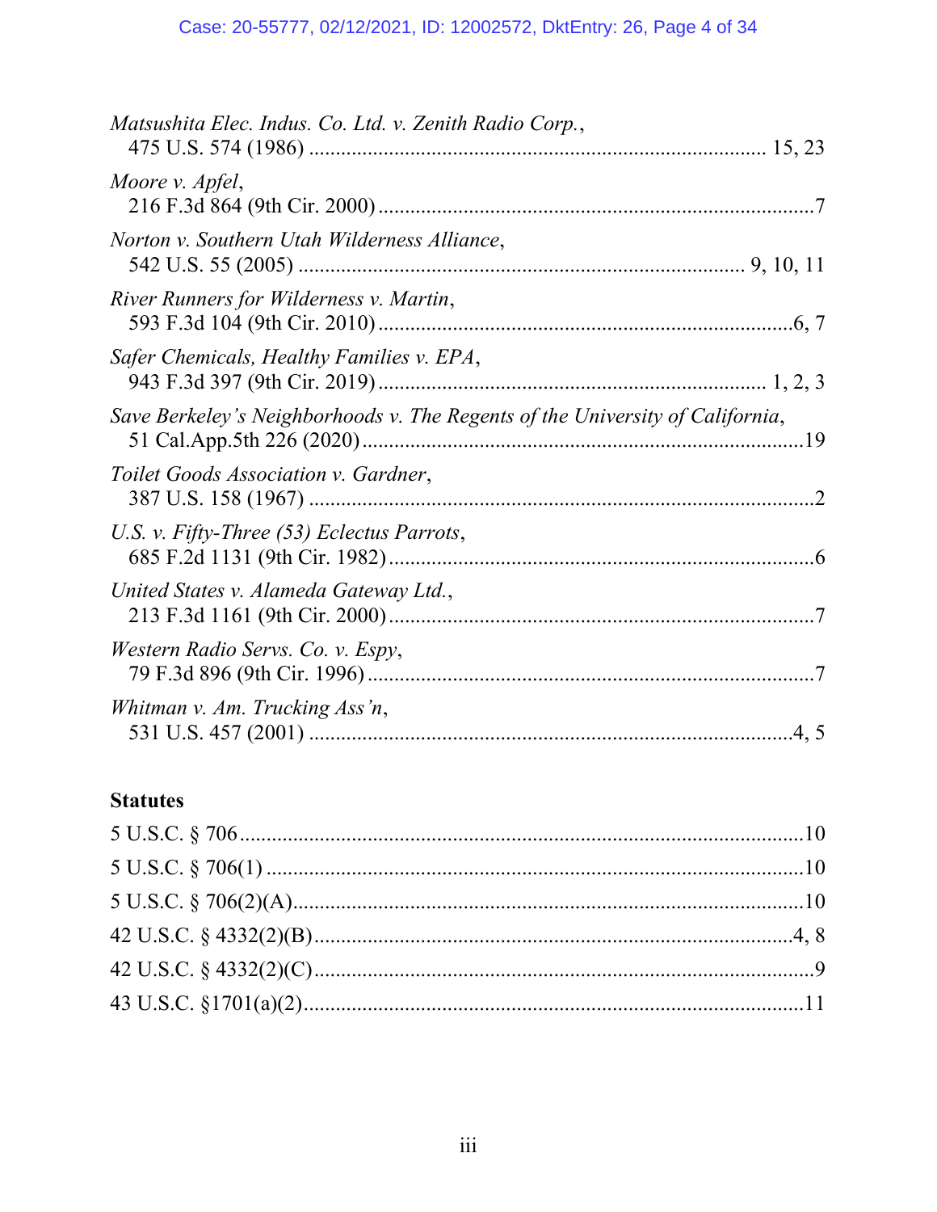*Matsushita Elec. Indus. Co. Ltd. v. Zenith Radio Corp.*,
475 U.S. 574 (1986) .................................................................................... 15, 23

*Moore v. Apfel*,
216 F.3d 864 (9th Cir. 2000) .................................................................................7

*Norton v. Southern Utah Wilderness Alliance*,
542 U.S. 55 (2005) ................................................................................. 9, 10, 11

*River Runners for Wilderness v. Martin*,
593 F.3d 104 (9th Cir. 2010) ..............................................................................6, 7

*Safer Chemicals, Healthy Families v. EPA*,
943 F.3d 397 (9th Cir. 2019) ........................................................................ 1, 2, 3

*Save Berkeley's Neighborhoods v. The Regents of the University of California*,
51 Cal.App.5th 226 (2020) .................................................................................19

*Toilet Goods Association v. Gardner*,
387 U.S. 158 (1967) .............................................................................................2

*U.S. v. Fifty-Three (53) Eclectus Parrots*,
685 F.2d 1131 (9th Cir. 1982) ...............................................................................6

*United States v. Alameda Gateway Ltd.*,
213 F.3d 1161 (9th Cir. 2000) ...............................................................................7

*Western Radio Servs. Co. v. Espy*,
79 F.3d 896 (9th Cir. 1996) ...................................................................................7

*Whitman v. Am. Trucking Ass'n*,
531 U.S. 457 (2001) ...........................................................................................4, 5

**Statutes**

5 U.S.C. § 706.........................................................................................................10

5 U.S.C. § 706(1) ....................................................................................................10

5 U.S.C. § 706(2)(A)...............................................................................................10

42 U.S.C. § 4332(2)(B)........................................................................................4, 8

42 U.S.C. § 4332(2)(C)............................................................................................9

43 U.S.C. §1701(a)(2).............................................................................................11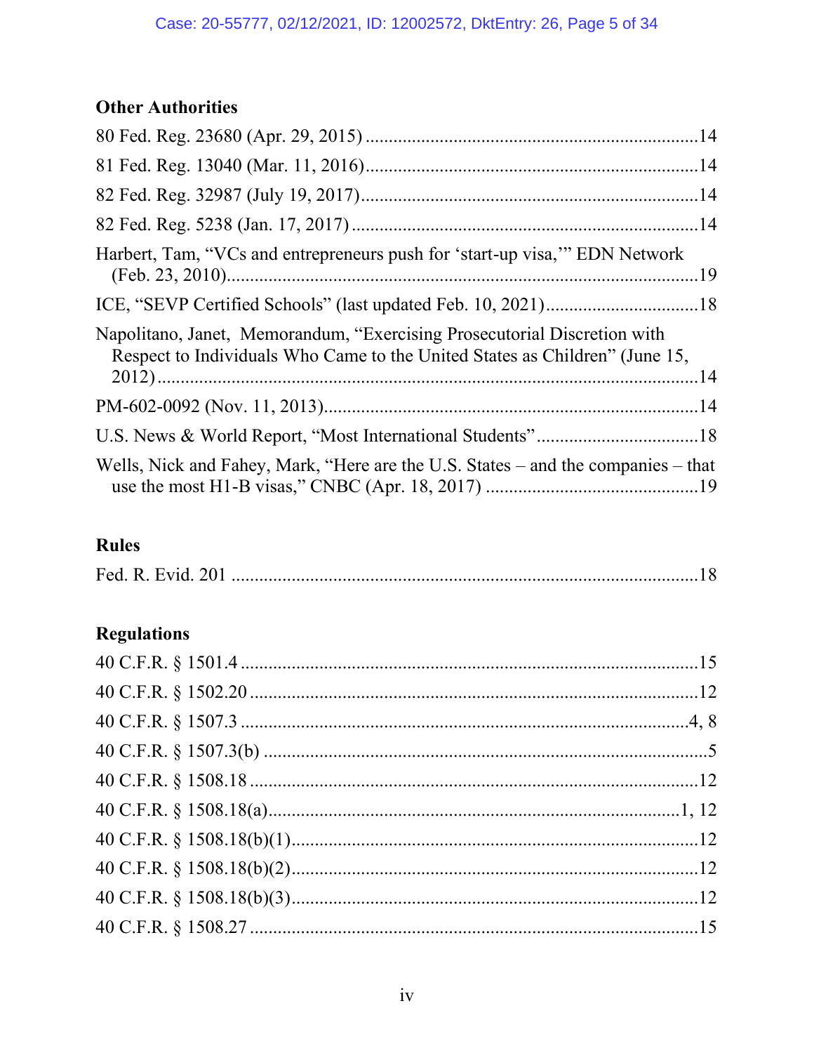### Other Authorities

80 Fed. Reg. 23680 (Apr. 29, 2015) ........................................................................14

81 Fed. Reg. 13040 (Mar. 11, 2016)........................................................................14

82 Fed. Reg. 32987 (July 19, 2017)........................................................................14

82 Fed. Reg. 5238 (Jan. 17, 2017) ........................................................................14

Harbert, Tam, "VCs and entrepreneurs push for 'start-up visa,'" EDN Network (Feb. 23, 2010).....................................................................................................19

ICE, "SEVP Certified Schools" (last updated Feb. 10, 2021)................................18

Napolitano, Janet, Memorandum, "Exercising Prosecutorial Discretion with Respect to Individuals Who Came to the United States as Children" (June 15, 2012).......................................................................................................................14

PM-602-0092 (Nov. 11, 2013)................................................................................14

U.S. News & World Report, "Most International Students"..................................18

Wells, Nick and Fahey, Mark, "Here are the U.S. States – and the companies – that use the most H1-B visas," CNBC (Apr. 18, 2017) .............................................19

### Rules

Fed. R. Evid. 201 ....................................................................................................18

### Regulations

40 C.F.R. § 1501.4 ..................................................................................................15

40 C.F.R. § 1502.20 ................................................................................................12

40 C.F.R. § 1507.3 ................................................................................................4, 8

40 C.F.R. § 1507.3(b) ...............................................................................................5

40 C.F.R. § 1508.18 ................................................................................................12

40 C.F.R. § 1508.18(a).........................................................................................1, 12

40 C.F.R. § 1508.18(b)(1)........................................................................................12

40 C.F.R. § 1508.18(b)(2)........................................................................................12

40 C.F.R. § 1508.18(b)(3)........................................................................................12

40 C.F.R. § 1508.27 ................................................................................................15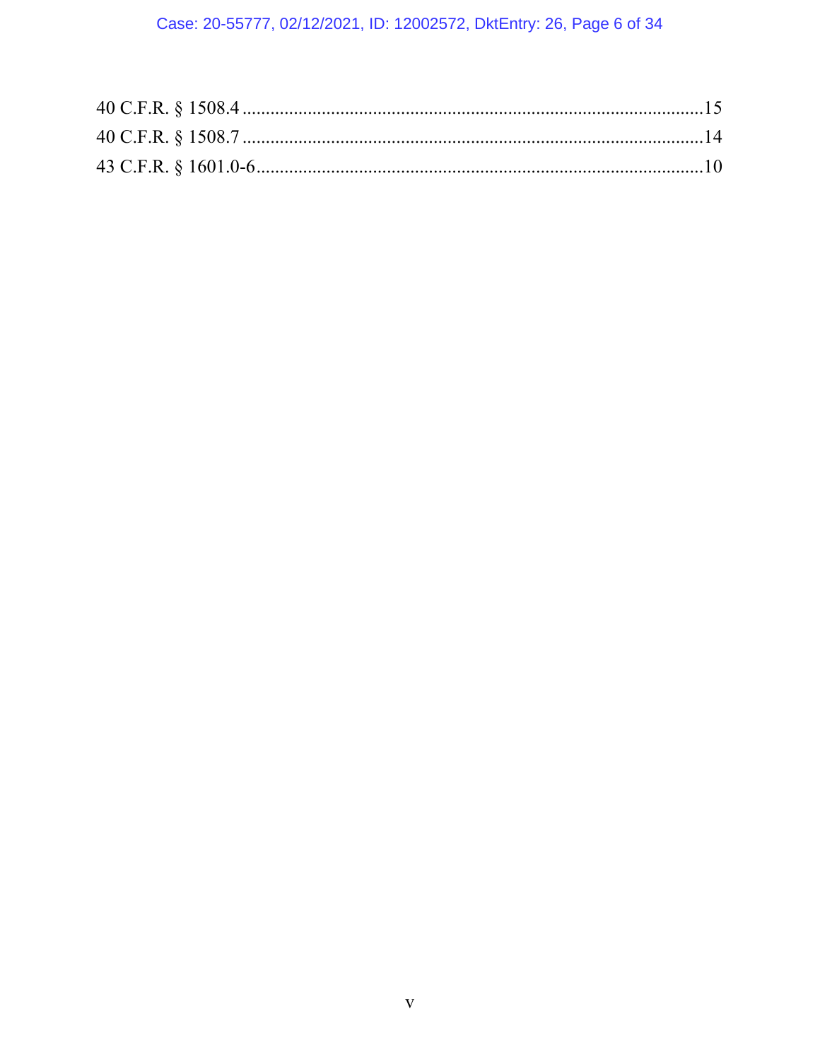40 C.F.R. § 1508.4 ....................................................................................................15
40 C.F.R. § 1508.7 ....................................................................................................14
43 C.F.R. § 1601.0-6..................................................................................................10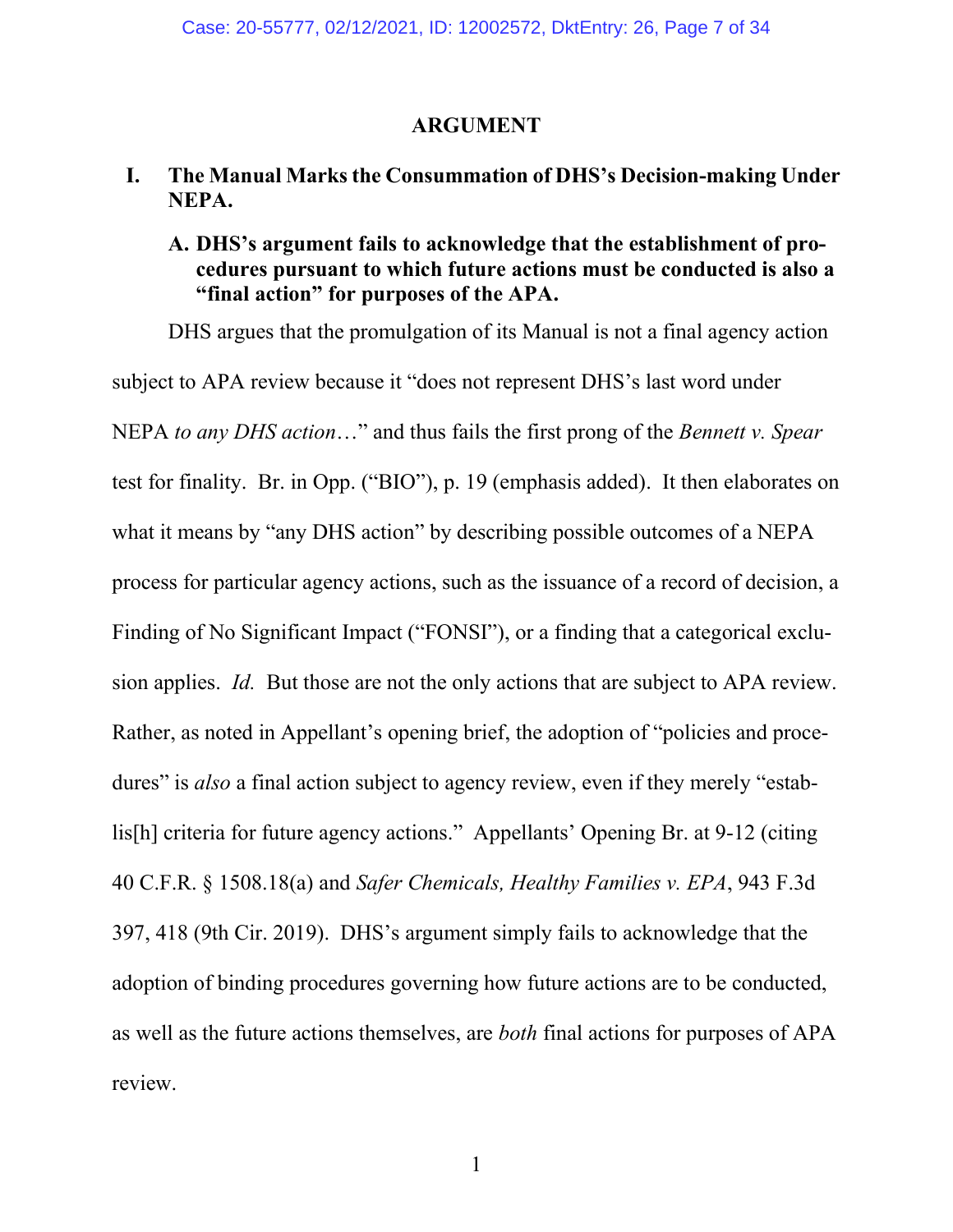## ARGUMENT

### I. The Manual Marks the Consummation of DHS's Decision-making Under NEPA.

#### A. DHS's argument fails to acknowledge that the establishment of procedures pursuant to which future actions must be conducted is also a "final action" for purposes of the APA.

DHS argues that the promulgation of its Manual is not a final agency action subject to APA review because it "does not represent DHS's last word under NEPA *to any DHS action*…" and thus fails the first prong of the *Bennett v. Spear* test for finality. Br. in Opp. ("BIO"), p. 19 (emphasis added). It then elaborates on what it means by "any DHS action" by describing possible outcomes of a NEPA process for particular agency actions, such as the issuance of a record of decision, a Finding of No Significant Impact ("FONSI"), or a finding that a categorical exclusion applies. *Id.* But those are not the only actions that are subject to APA review. Rather, as noted in Appellant's opening brief, the adoption of "policies and procedures" is *also* a final action subject to agency review, even if they merely "establis[h] criteria for future agency actions." Appellants' Opening Br. at 9-12 (citing 40 C.F.R. § 1508.18(a) and *Safer Chemicals, Healthy Families v. EPA*, 943 F.3d 397, 418 (9th Cir. 2019). DHS's argument simply fails to acknowledge that the adoption of binding procedures governing how future actions are to be conducted, as well as the future actions themselves, are *both* final actions for purposes of APA review.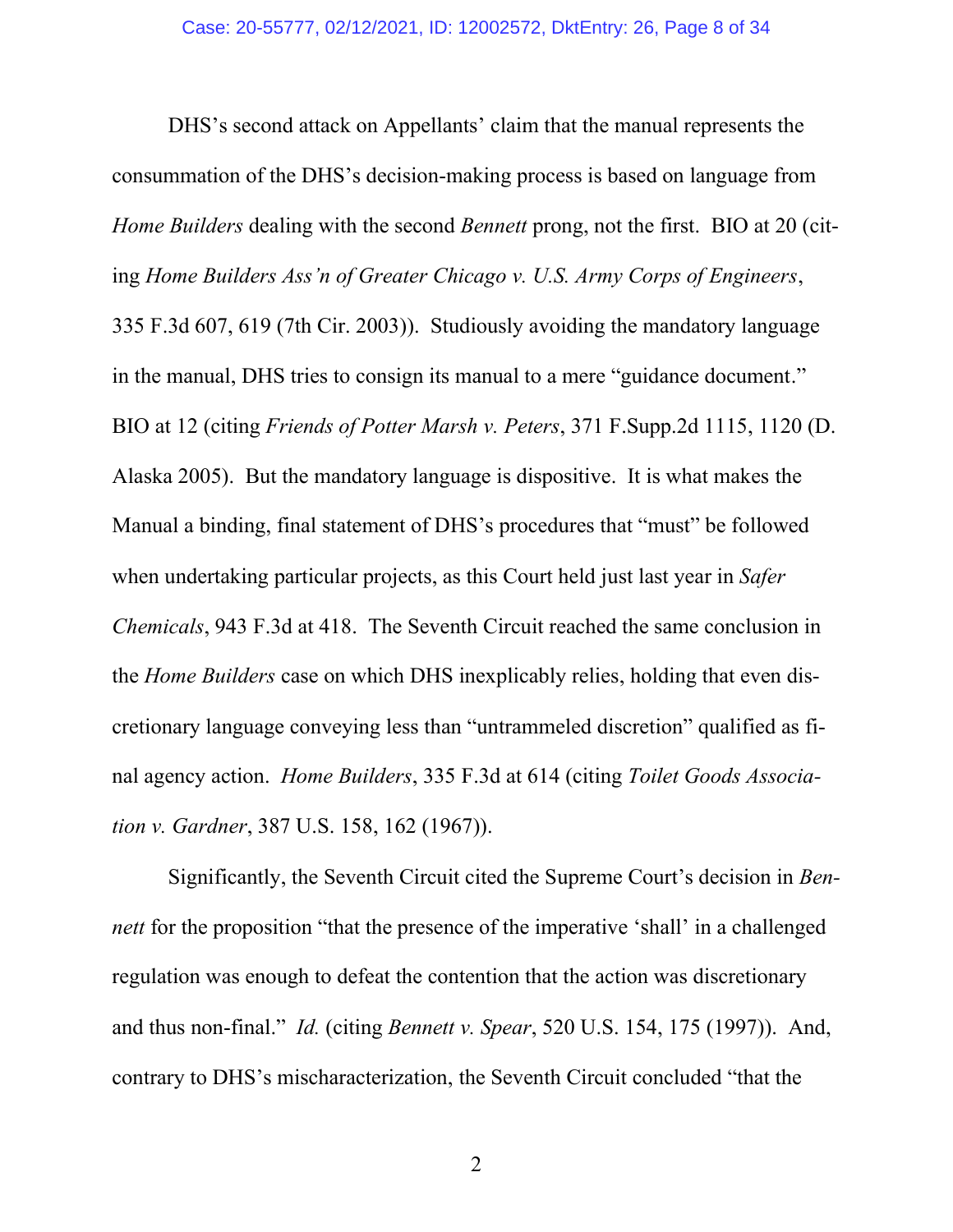DHS's second attack on Appellants' claim that the manual represents the consummation of the DHS's decision-making process is based on language from *Home Builders* dealing with the second *Bennett* prong, not the first. BIO at 20 (citing *Home Builders Ass'n of Greater Chicago v. U.S. Army Corps of Engineers*, 335 F.3d 607, 619 (7th Cir. 2003)). Studiously avoiding the mandatory language in the manual, DHS tries to consign its manual to a mere "guidance document." BIO at 12 (citing *Friends of Potter Marsh v. Peters*, 371 F.Supp.2d 1115, 1120 (D. Alaska 2005). But the mandatory language is dispositive. It is what makes the Manual a binding, final statement of DHS's procedures that "must" be followed when undertaking particular projects, as this Court held just last year in *Safer Chemicals*, 943 F.3d at 418. The Seventh Circuit reached the same conclusion in the *Home Builders* case on which DHS inexplicably relies, holding that even discretionary language conveying less than "untrammeled discretion" qualified as final agency action. *Home Builders*, 335 F.3d at 614 (citing *Toilet Goods Association v. Gardner*, 387 U.S. 158, 162 (1967)).

Significantly, the Seventh Circuit cited the Supreme Court's decision in *Bennett* for the proposition "that the presence of the imperative 'shall' in a challenged regulation was enough to defeat the contention that the action was discretionary and thus non-final." *Id.* (citing *Bennett v. Spear*, 520 U.S. 154, 175 (1997)). And, contrary to DHS's mischaracterization, the Seventh Circuit concluded "that the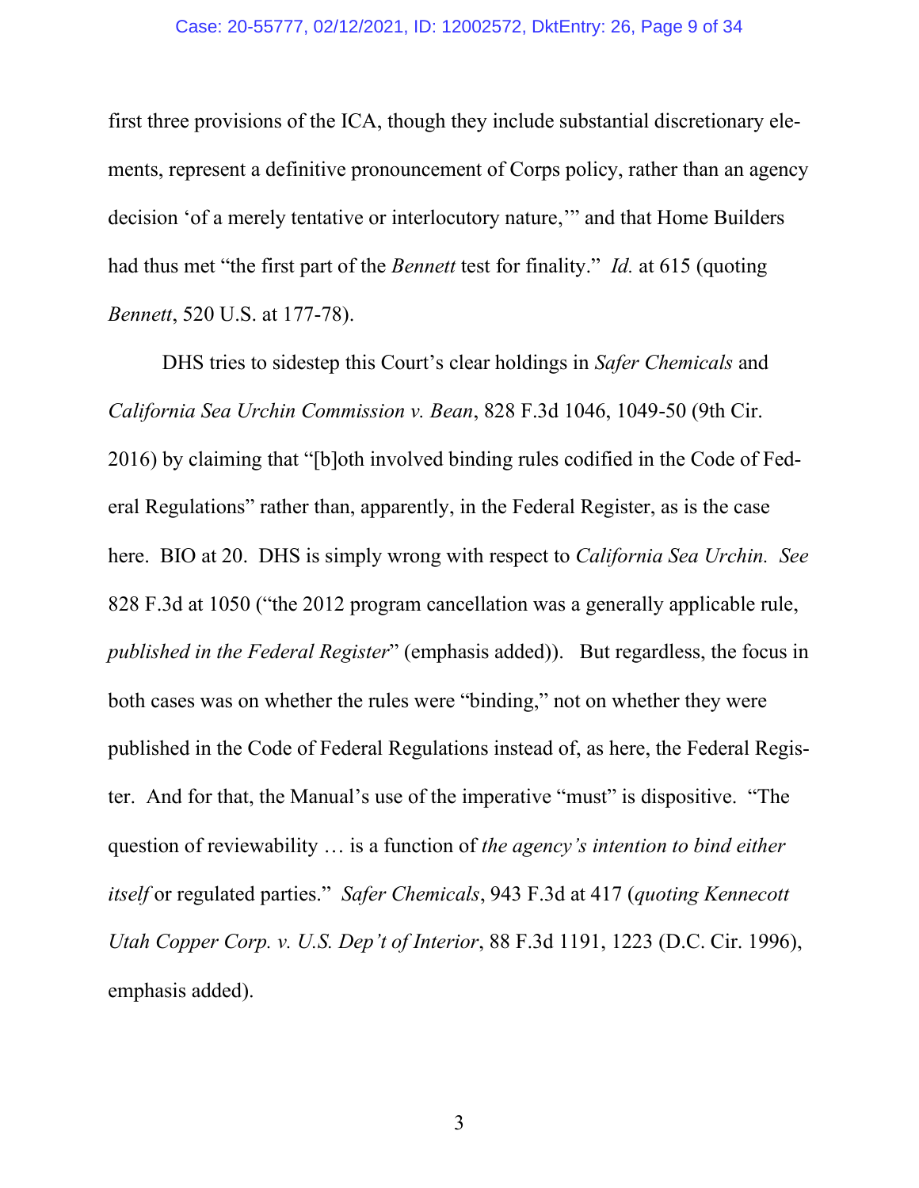first three provisions of the ICA, though they include substantial discretionary elements, represent a definitive pronouncement of Corps policy, rather than an agency decision 'of a merely tentative or interlocutory nature,'" and that Home Builders had thus met "the first part of the *Bennett* test for finality." *Id.* at 615 (quoting *Bennett*, 520 U.S. at 177-78).

DHS tries to sidestep this Court's clear holdings in *Safer Chemicals* and *California Sea Urchin Commission v. Bean*, 828 F.3d 1046, 1049-50 (9th Cir. 2016) by claiming that "[b]oth involved binding rules codified in the Code of Federal Regulations" rather than, apparently, in the Federal Register, as is the case here. BIO at 20. DHS is simply wrong with respect to *California Sea Urchin. See* 828 F.3d at 1050 ("the 2012 program cancellation was a generally applicable rule, *published in the Federal Register*" (emphasis added)). But regardless, the focus in both cases was on whether the rules were "binding," not on whether they were published in the Code of Federal Regulations instead of, as here, the Federal Register. And for that, the Manual's use of the imperative "must" is dispositive. "The question of reviewability … is a function of *the agency's intention to bind either itself* or regulated parties." *Safer Chemicals*, 943 F.3d at 417 (*quoting Kennecott Utah Copper Corp. v. U.S. Dep't of Interior*, 88 F.3d 1191, 1223 (D.C. Cir. 1996), emphasis added).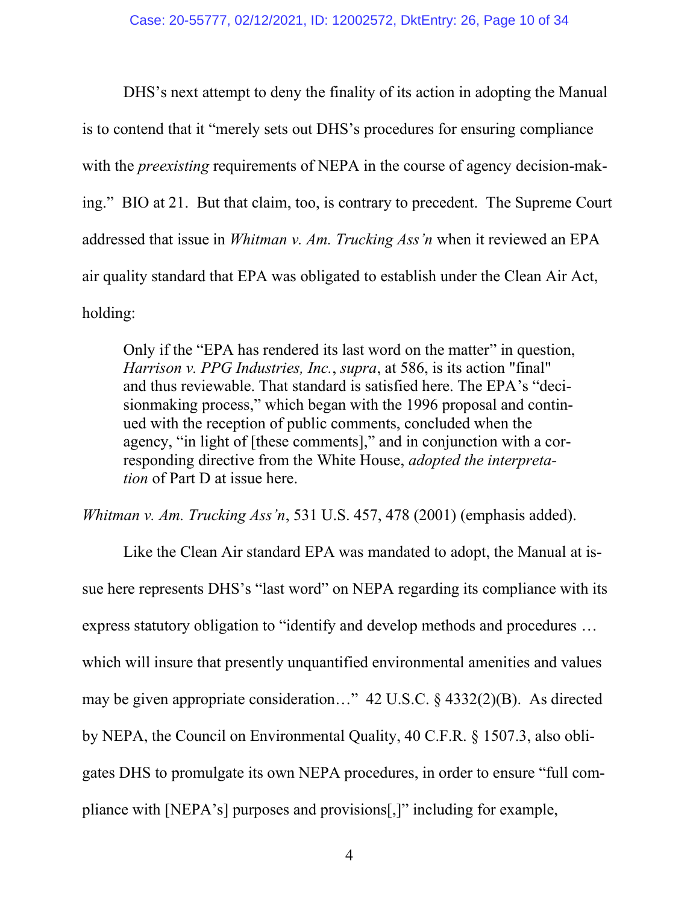DHS's next attempt to deny the finality of its action in adopting the Manual is to contend that it "merely sets out DHS's procedures for ensuring compliance with the *preexisting* requirements of NEPA in the course of agency decision-making." BIO at 21. But that claim, too, is contrary to precedent. The Supreme Court addressed that issue in *Whitman v. Am. Trucking Ass'n* when it reviewed an EPA air quality standard that EPA was obligated to establish under the Clean Air Act, holding:

> Only if the "EPA has rendered its last word on the matter" in question, *Harrison v. PPG Industries, Inc.*, *supra*, at 586, is its action "final" and thus reviewable. That standard is satisfied here. The EPA's "decisionmaking process," which began with the 1996 proposal and continued with the reception of public comments, concluded when the agency, "in light of [these comments]," and in conjunction with a corresponding directive from the White House, *adopted the interpretation* of Part D at issue here.

*Whitman v. Am. Trucking Ass'n*, 531 U.S. 457, 478 (2001) (emphasis added).

Like the Clean Air standard EPA was mandated to adopt, the Manual at issue here represents DHS's "last word" on NEPA regarding its compliance with its express statutory obligation to "identify and develop methods and procedures … which will insure that presently unquantified environmental amenities and values may be given appropriate consideration…" 42 U.S.C. § 4332(2)(B). As directed by NEPA, the Council on Environmental Quality, 40 C.F.R. § 1507.3, also obligates DHS to promulgate its own NEPA procedures, in order to ensure "full compliance with [NEPA's] purposes and provisions[,]" including for example,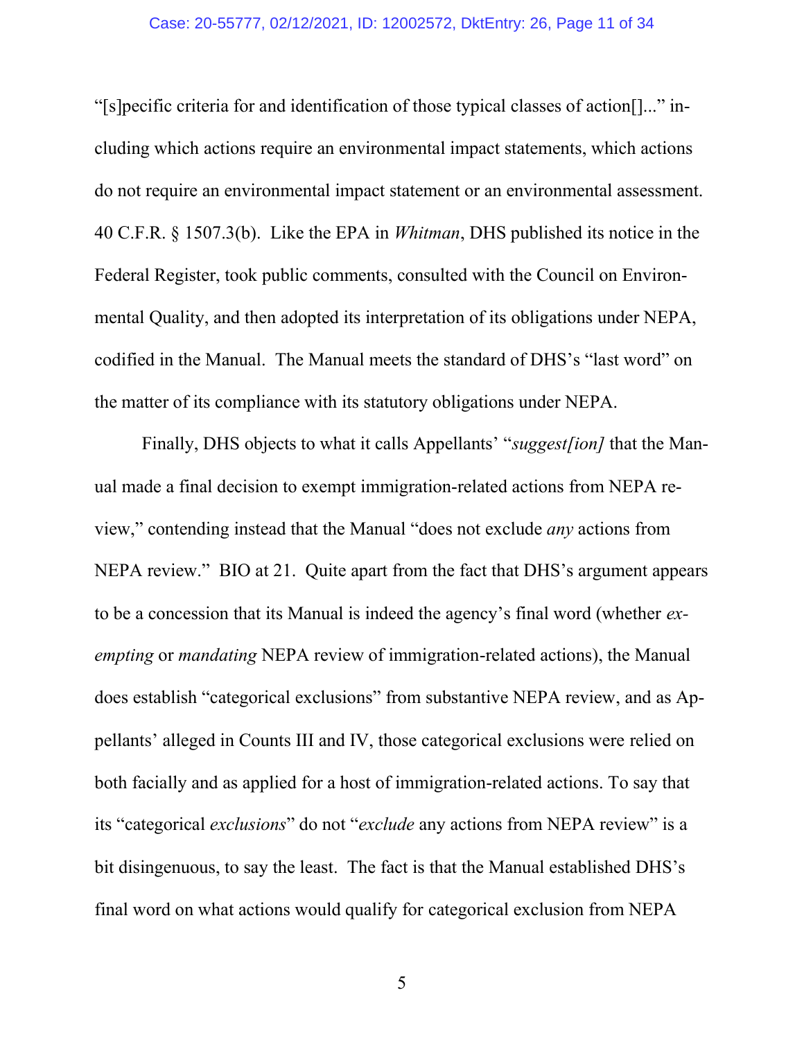"[s]pecific criteria for and identification of those typical classes of action[]..." including which actions require an environmental impact statements, which actions do not require an environmental impact statement or an environmental assessment. 40 C.F.R. § 1507.3(b). Like the EPA in *Whitman*, DHS published its notice in the Federal Register, took public comments, consulted with the Council on Environmental Quality, and then adopted its interpretation of its obligations under NEPA, codified in the Manual. The Manual meets the standard of DHS's "last word" on the matter of its compliance with its statutory obligations under NEPA.

Finally, DHS objects to what it calls Appellants' "*suggest[ion]* that the Manual made a final decision to exempt immigration-related actions from NEPA review," contending instead that the Manual "does not exclude *any* actions from NEPA review." BIO at 21. Quite apart from the fact that DHS's argument appears to be a concession that its Manual is indeed the agency's final word (whether *exempting* or *mandating* NEPA review of immigration-related actions), the Manual does establish "categorical exclusions" from substantive NEPA review, and as Appellants' alleged in Counts III and IV, those categorical exclusions were relied on both facially and as applied for a host of immigration-related actions. To say that its "categorical *exclusions*" do not "*exclude* any actions from NEPA review" is a bit disingenuous, to say the least. The fact is that the Manual established DHS's final word on what actions would qualify for categorical exclusion from NEPA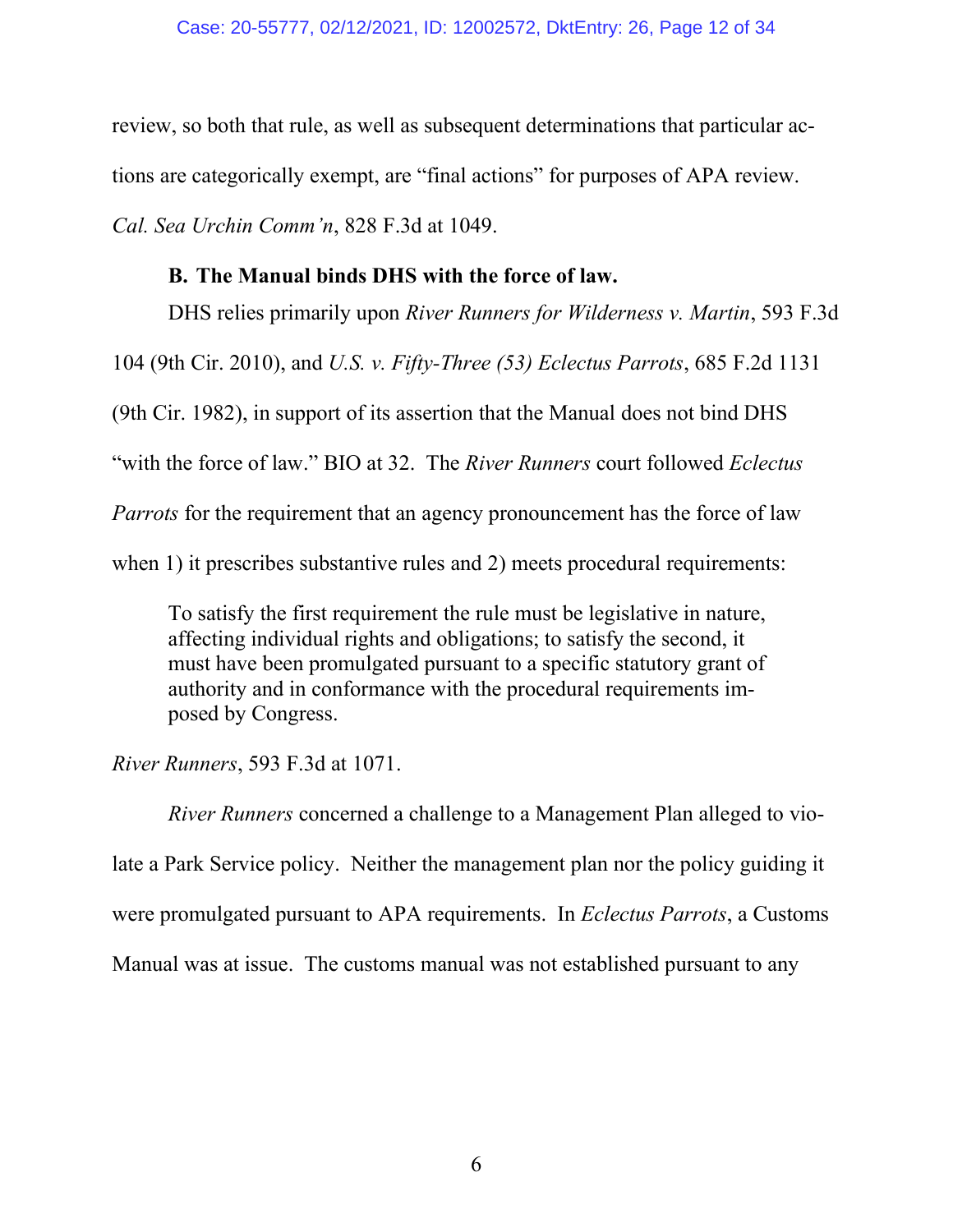review, so both that rule, as well as subsequent determinations that particular actions are categorically exempt, are "final actions" for purposes of APA review. *Cal. Sea Urchin Comm'n*, 828 F.3d at 1049.

### B. The Manual binds DHS with the force of law.

DHS relies primarily upon *River Runners for Wilderness v. Martin*, 593 F.3d 104 (9th Cir. 2010), and *U.S. v. Fifty-Three (53) Eclectus Parrots*, 685 F.2d 1131 (9th Cir. 1982), in support of its assertion that the Manual does not bind DHS "with the force of law." BIO at 32. The *River Runners* court followed *Eclectus Parrots* for the requirement that an agency pronouncement has the force of law when 1) it prescribes substantive rules and 2) meets procedural requirements:

> To satisfy the first requirement the rule must be legislative in nature, affecting individual rights and obligations; to satisfy the second, it must have been promulgated pursuant to a specific statutory grant of authority and in conformance with the procedural requirements imposed by Congress.

*River Runners*, 593 F.3d at 1071.

*River Runners* concerned a challenge to a Management Plan alleged to violate a Park Service policy. Neither the management plan nor the policy guiding it were promulgated pursuant to APA requirements. In *Eclectus Parrots*, a Customs Manual was at issue. The customs manual was not established pursuant to any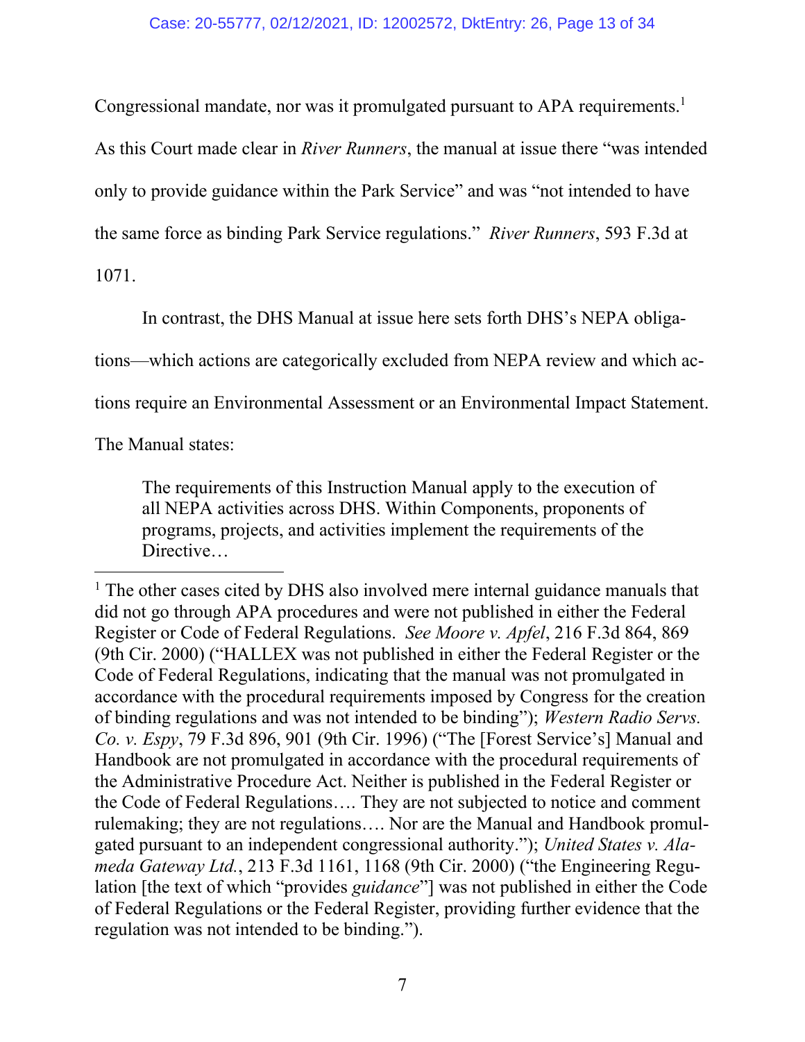Congressional mandate, nor was it promulgated pursuant to APA requirements.[1] As this Court made clear in *River Runners*, the manual at issue there "was intended only to provide guidance within the Park Service" and was "not intended to have the same force as binding Park Service regulations." *River Runners*, 593 F.3d at 1071.

In contrast, the DHS Manual at issue here sets forth DHS's NEPA obligations—which actions are categorically excluded from NEPA review and which actions require an Environmental Assessment or an Environmental Impact Statement. The Manual states:

> The requirements of this Instruction Manual apply to the execution of all NEPA activities across DHS. Within Components, proponents of programs, projects, and activities implement the requirements of the Directive…

---

[1] The other cases cited by DHS also involved mere internal guidance manuals that did not go through APA procedures and were not published in either the Federal Register or Code of Federal Regulations. *See Moore v. Apfel*, 216 F.3d 864, 869 (9th Cir. 2000) ("HALLEX was not published in either the Federal Register or the Code of Federal Regulations, indicating that the manual was not promulgated in accordance with the procedural requirements imposed by Congress for the creation of binding regulations and was not intended to be binding"); *Western Radio Servs. Co. v. Espy*, 79 F.3d 896, 901 (9th Cir. 1996) ("The [Forest Service's] Manual and Handbook are not promulgated in accordance with the procedural requirements of the Administrative Procedure Act. Neither is published in the Federal Register or the Code of Federal Regulations…. They are not subjected to notice and comment rulemaking; they are not regulations…. Nor are the Manual and Handbook promulgated pursuant to an independent congressional authority."); *United States v. Alameda Gateway Ltd.*, 213 F.3d 1161, 1168 (9th Cir. 2000) ("the Engineering Regulation [the text of which "provides *guidance*"] was not published in either the Code of Federal Regulations or the Federal Register, providing further evidence that the regulation was not intended to be binding.").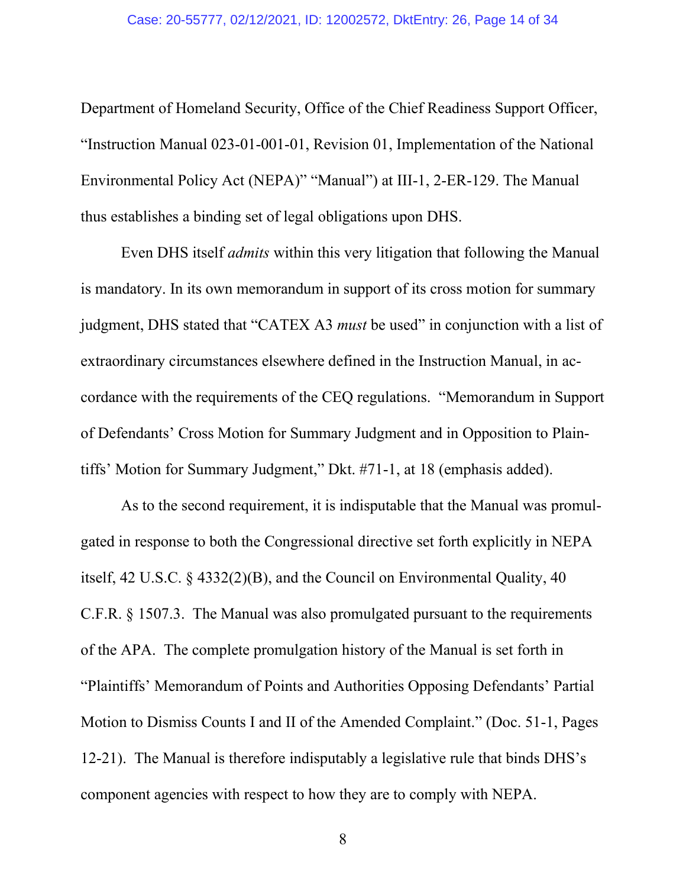Department of Homeland Security, Office of the Chief Readiness Support Officer, "Instruction Manual 023-01-001-01, Revision 01, Implementation of the National Environmental Policy Act (NEPA)" "Manual") at III-1, 2-ER-129. The Manual thus establishes a binding set of legal obligations upon DHS.

Even DHS itself *admits* within this very litigation that following the Manual is mandatory. In its own memorandum in support of its cross motion for summary judgment, DHS stated that "CATEX A3 *must* be used" in conjunction with a list of extraordinary circumstances elsewhere defined in the Instruction Manual, in accordance with the requirements of the CEQ regulations. "Memorandum in Support of Defendants' Cross Motion for Summary Judgment and in Opposition to Plaintiffs' Motion for Summary Judgment," Dkt. #71-1, at 18 (emphasis added).

As to the second requirement, it is indisputable that the Manual was promulgated in response to both the Congressional directive set forth explicitly in NEPA itself, 42 U.S.C. § 4332(2)(B), and the Council on Environmental Quality, 40 C.F.R. § 1507.3. The Manual was also promulgated pursuant to the requirements of the APA. The complete promulgation history of the Manual is set forth in "Plaintiffs' Memorandum of Points and Authorities Opposing Defendants' Partial Motion to Dismiss Counts I and II of the Amended Complaint." (Doc. 51-1, Pages 12-21). The Manual is therefore indisputably a legislative rule that binds DHS's component agencies with respect to how they are to comply with NEPA.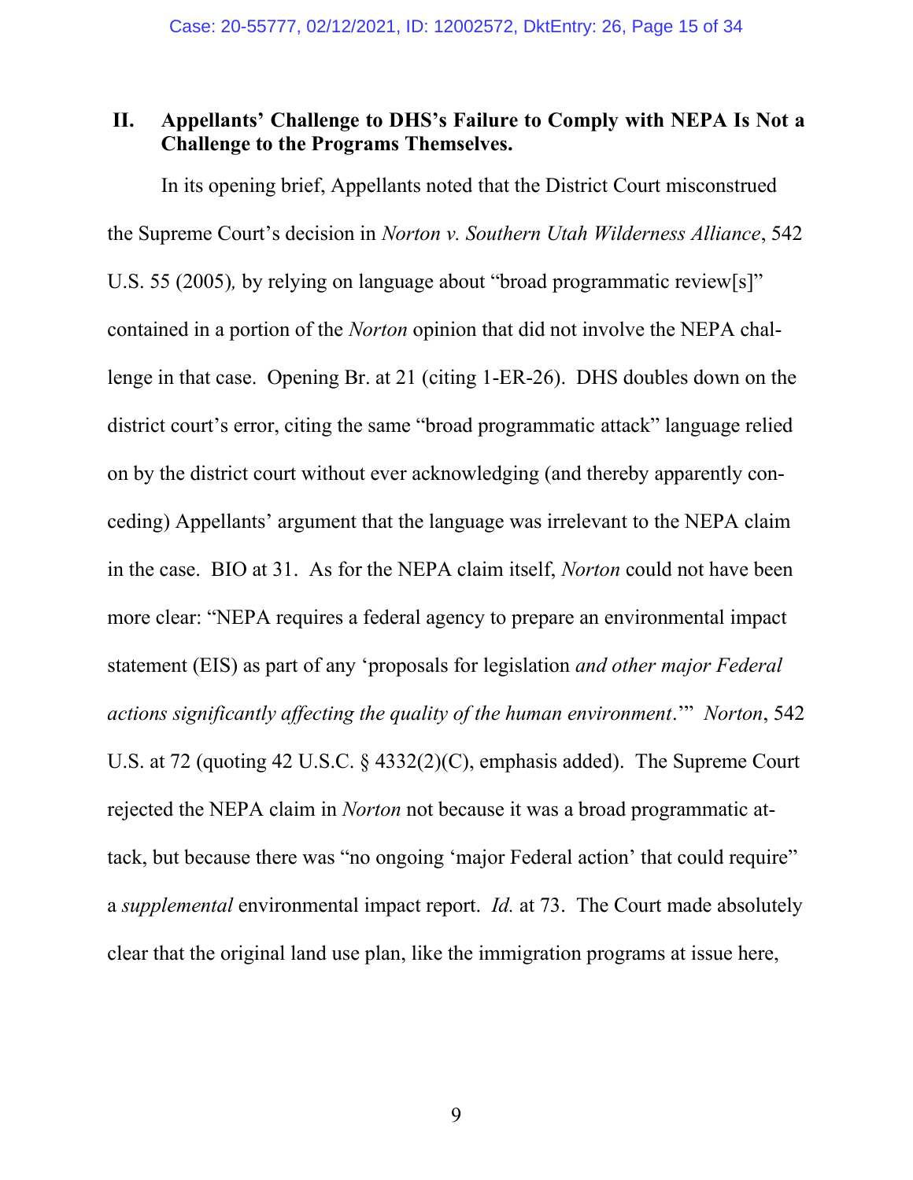## II. Appellants' Challenge to DHS's Failure to Comply with NEPA Is Not a Challenge to the Programs Themselves.

In its opening brief, Appellants noted that the District Court misconstrued the Supreme Court's decision in *Norton v. Southern Utah Wilderness Alliance*, 542 U.S. 55 (2005), by relying on language about "broad programmatic review[s]" contained in a portion of the *Norton* opinion that did not involve the NEPA challenge in that case. Opening Br. at 21 (citing 1-ER-26). DHS doubles down on the district court's error, citing the same "broad programmatic attack" language relied on by the district court without ever acknowledging (and thereby apparently conceding) Appellants' argument that the language was irrelevant to the NEPA claim in the case. BIO at 31. As for the NEPA claim itself, *Norton* could not have been more clear: "NEPA requires a federal agency to prepare an environmental impact statement (EIS) as part of any 'proposals for legislation *and other major Federal actions significantly affecting the quality of the human environment*.'" *Norton*, 542 U.S. at 72 (quoting 42 U.S.C. § 4332(2)(C), emphasis added). The Supreme Court rejected the NEPA claim in *Norton* not because it was a broad programmatic attack, but because there was "no ongoing 'major Federal action' that could require" a *supplemental* environmental impact report. *Id.* at 73. The Court made absolutely clear that the original land use plan, like the immigration programs at issue here,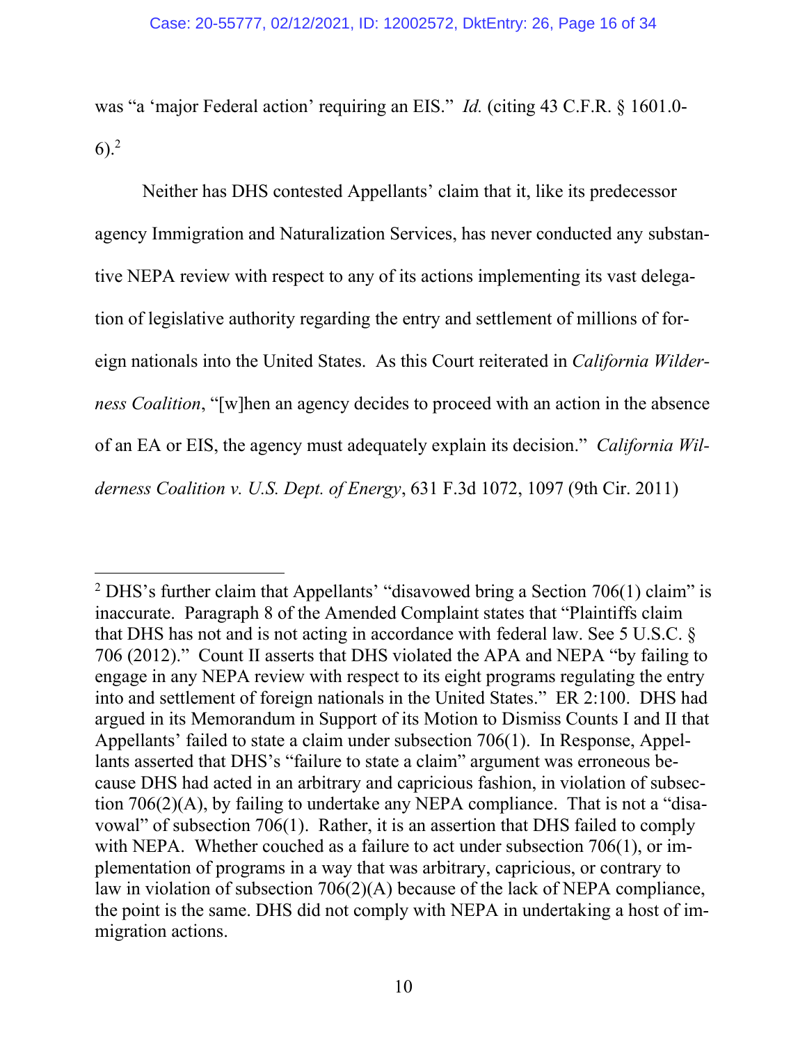was "a 'major Federal action' requiring an EIS." *Id.* (citing 43 C.F.R. § 1601.0-6).[2]

Neither has DHS contested Appellants' claim that it, like its predecessor agency Immigration and Naturalization Services, has never conducted any substantive NEPA review with respect to any of its actions implementing its vast delegation of legislative authority regarding the entry and settlement of millions of foreign nationals into the United States. As this Court reiterated in *California Wilderness Coalition*, "[w]hen an agency decides to proceed with an action in the absence of an EA or EIS, the agency must adequately explain its decision." *California Wilderness Coalition v. U.S. Dept. of Energy*, 631 F.3d 1072, 1097 (9th Cir. 2011)

---

[2] DHS's further claim that Appellants' "disavowed bring a Section 706(1) claim" is inaccurate. Paragraph 8 of the Amended Complaint states that "Plaintiffs claim that DHS has not and is not acting in accordance with federal law. See 5 U.S.C. § 706 (2012)." Count II asserts that DHS violated the APA and NEPA "by failing to engage in any NEPA review with respect to its eight programs regulating the entry into and settlement of foreign nationals in the United States." ER 2:100. DHS had argued in its Memorandum in Support of its Motion to Dismiss Counts I and II that Appellants' failed to state a claim under subsection 706(1). In Response, Appellants asserted that DHS's "failure to state a claim" argument was erroneous because DHS had acted in an arbitrary and capricious fashion, in violation of subsection 706(2)(A), by failing to undertake any NEPA compliance. That is not a "disavowal" of subsection 706(1). Rather, it is an assertion that DHS failed to comply with NEPA. Whether couched as a failure to act under subsection 706(1), or implementation of programs in a way that was arbitrary, capricious, or contrary to law in violation of subsection 706(2)(A) because of the lack of NEPA compliance, the point is the same. DHS did not comply with NEPA in undertaking a host of immigration actions.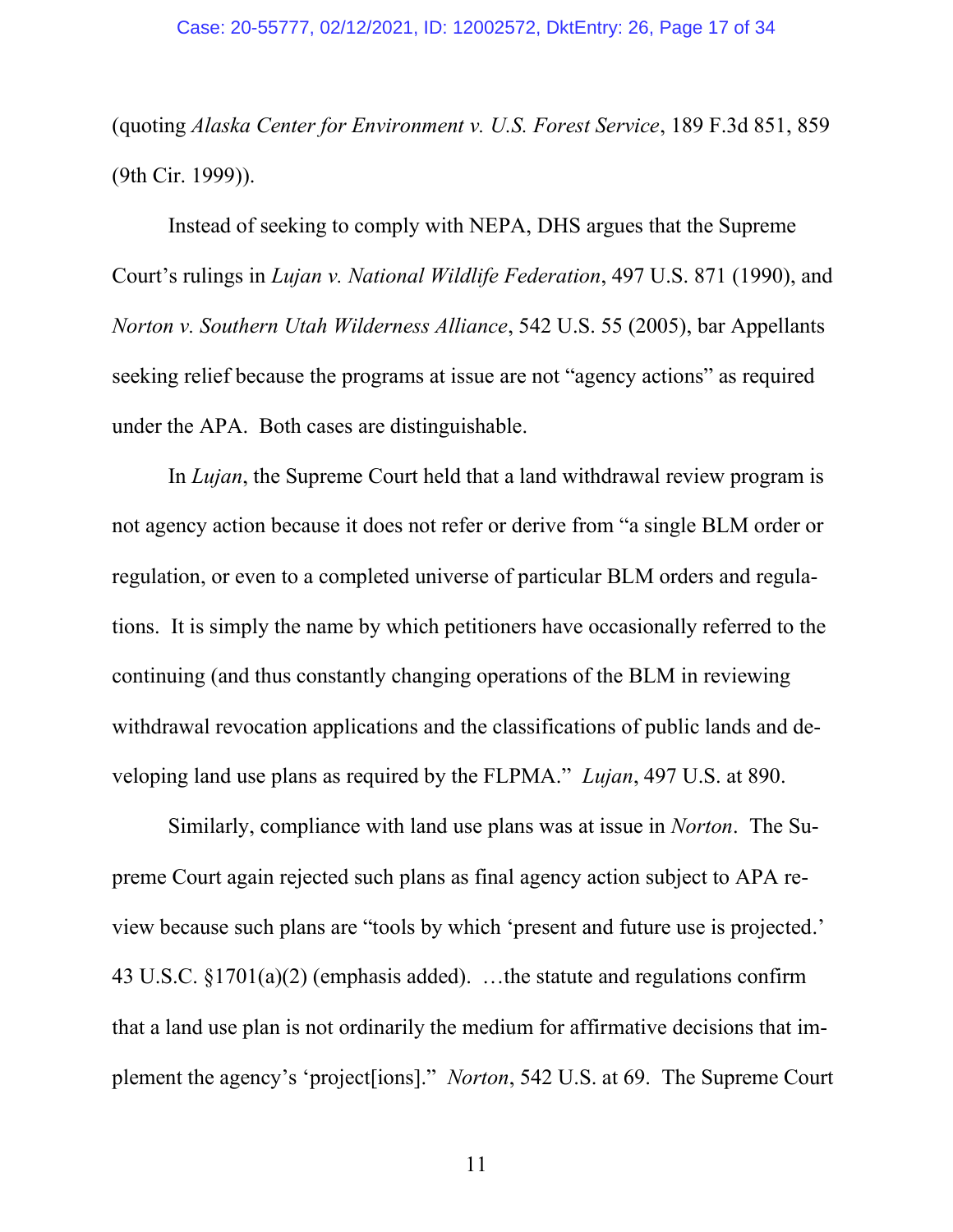(quoting *Alaska Center for Environment v. U.S. Forest Service*, 189 F.3d 851, 859 (9th Cir. 1999)).

Instead of seeking to comply with NEPA, DHS argues that the Supreme Court's rulings in *Lujan v. National Wildlife Federation*, 497 U.S. 871 (1990), and *Norton v. Southern Utah Wilderness Alliance*, 542 U.S. 55 (2005), bar Appellants seeking relief because the programs at issue are not "agency actions" as required under the APA. Both cases are distinguishable.

In *Lujan*, the Supreme Court held that a land withdrawal review program is not agency action because it does not refer or derive from "a single BLM order or regulation, or even to a completed universe of particular BLM orders and regulations. It is simply the name by which petitioners have occasionally referred to the continuing (and thus constantly changing operations of the BLM in reviewing withdrawal revocation applications and the classifications of public lands and developing land use plans as required by the FLPMA." *Lujan*, 497 U.S. at 890.

Similarly, compliance with land use plans was at issue in *Norton*. The Supreme Court again rejected such plans as final agency action subject to APA review because such plans are "tools by which 'present and future use is projected.' 43 U.S.C. §1701(a)(2) (emphasis added). …the statute and regulations confirm that a land use plan is not ordinarily the medium for affirmative decisions that implement the agency's 'project[ions]." *Norton*, 542 U.S. at 69. The Supreme Court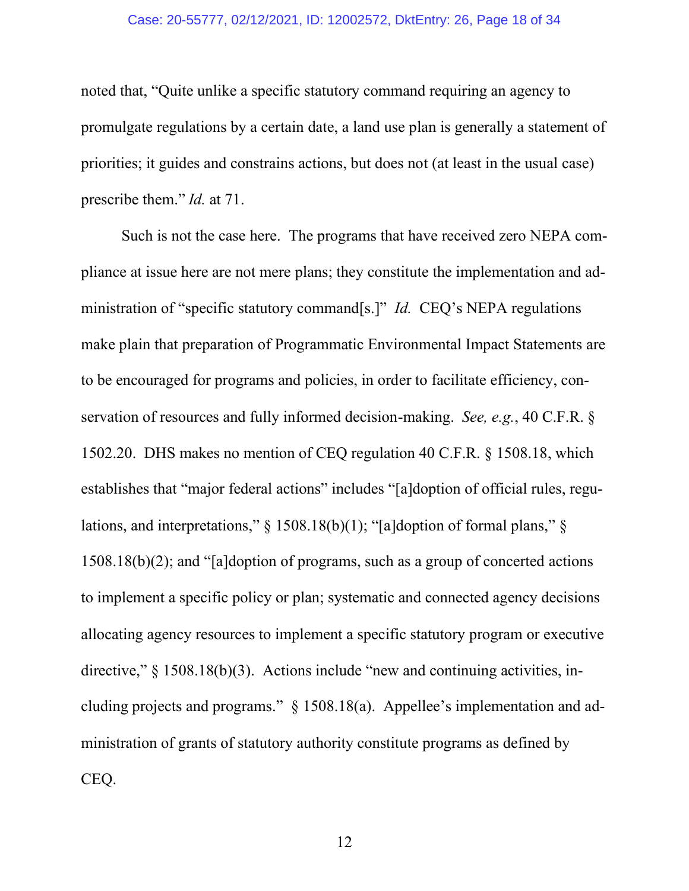noted that, "Quite unlike a specific statutory command requiring an agency to promulgate regulations by a certain date, a land use plan is generally a statement of priorities; it guides and constrains actions, but does not (at least in the usual case) prescribe them." *Id.* at 71.

Such is not the case here. The programs that have received zero NEPA compliance at issue here are not mere plans; they constitute the implementation and administration of "specific statutory command[s.]" *Id.* CEQ's NEPA regulations make plain that preparation of Programmatic Environmental Impact Statements are to be encouraged for programs and policies, in order to facilitate efficiency, conservation of resources and fully informed decision-making. *See, e.g.*, 40 C.F.R. § 1502.20. DHS makes no mention of CEQ regulation 40 C.F.R. § 1508.18, which establishes that "major federal actions" includes "[a]doption of official rules, regulations, and interpretations," § 1508.18(b)(1); "[a]doption of formal plans," § 1508.18(b)(2); and "[a]doption of programs, such as a group of concerted actions to implement a specific policy or plan; systematic and connected agency decisions allocating agency resources to implement a specific statutory program or executive directive," § 1508.18(b)(3). Actions include "new and continuing activities, including projects and programs." § 1508.18(a). Appellee's implementation and administration of grants of statutory authority constitute programs as defined by CEQ.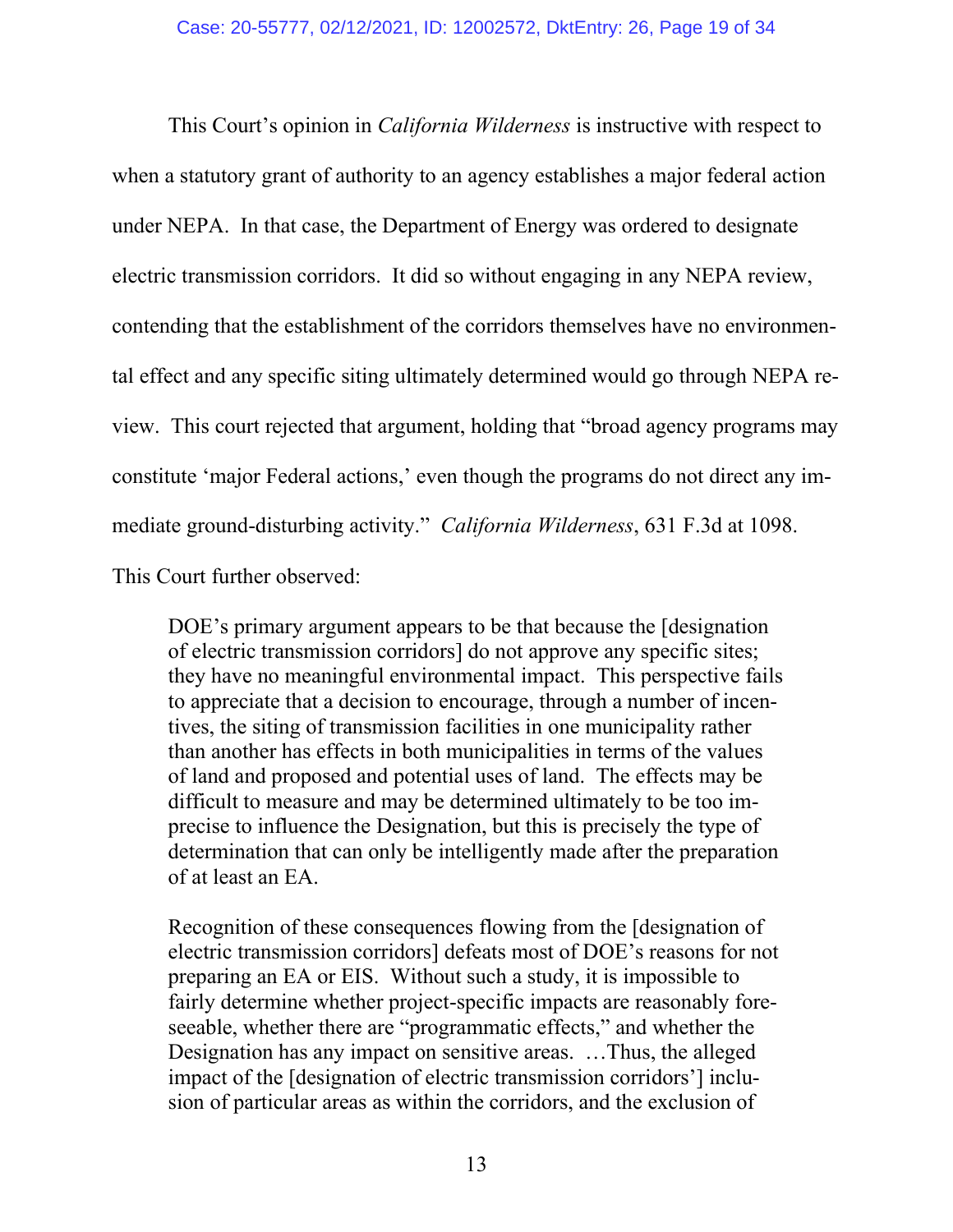This Court's opinion in *California Wilderness* is instructive with respect to when a statutory grant of authority to an agency establishes a major federal action under NEPA. In that case, the Department of Energy was ordered to designate electric transmission corridors. It did so without engaging in any NEPA review, contending that the establishment of the corridors themselves have no environmental effect and any specific siting ultimately determined would go through NEPA review. This court rejected that argument, holding that "broad agency programs may constitute 'major Federal actions,' even though the programs do not direct any immediate ground-disturbing activity." *California Wilderness*, 631 F.3d at 1098. This Court further observed:

> DOE's primary argument appears to be that because the [designation of electric transmission corridors] do not approve any specific sites; they have no meaningful environmental impact. This perspective fails to appreciate that a decision to encourage, through a number of incentives, the siting of transmission facilities in one municipality rather than another has effects in both municipalities in terms of the values of land and proposed and potential uses of land. The effects may be difficult to measure and may be determined ultimately to be too imprecise to influence the Designation, but this is precisely the type of determination that can only be intelligently made after the preparation of at least an EA.
>
> Recognition of these consequences flowing from the [designation of electric transmission corridors] defeats most of DOE's reasons for not preparing an EA or EIS. Without such a study, it is impossible to fairly determine whether project-specific impacts are reasonably foreseeable, whether there are "programmatic effects," and whether the Designation has any impact on sensitive areas. …Thus, the alleged impact of the [designation of electric transmission corridors'] inclusion of particular areas as within the corridors, and the exclusion of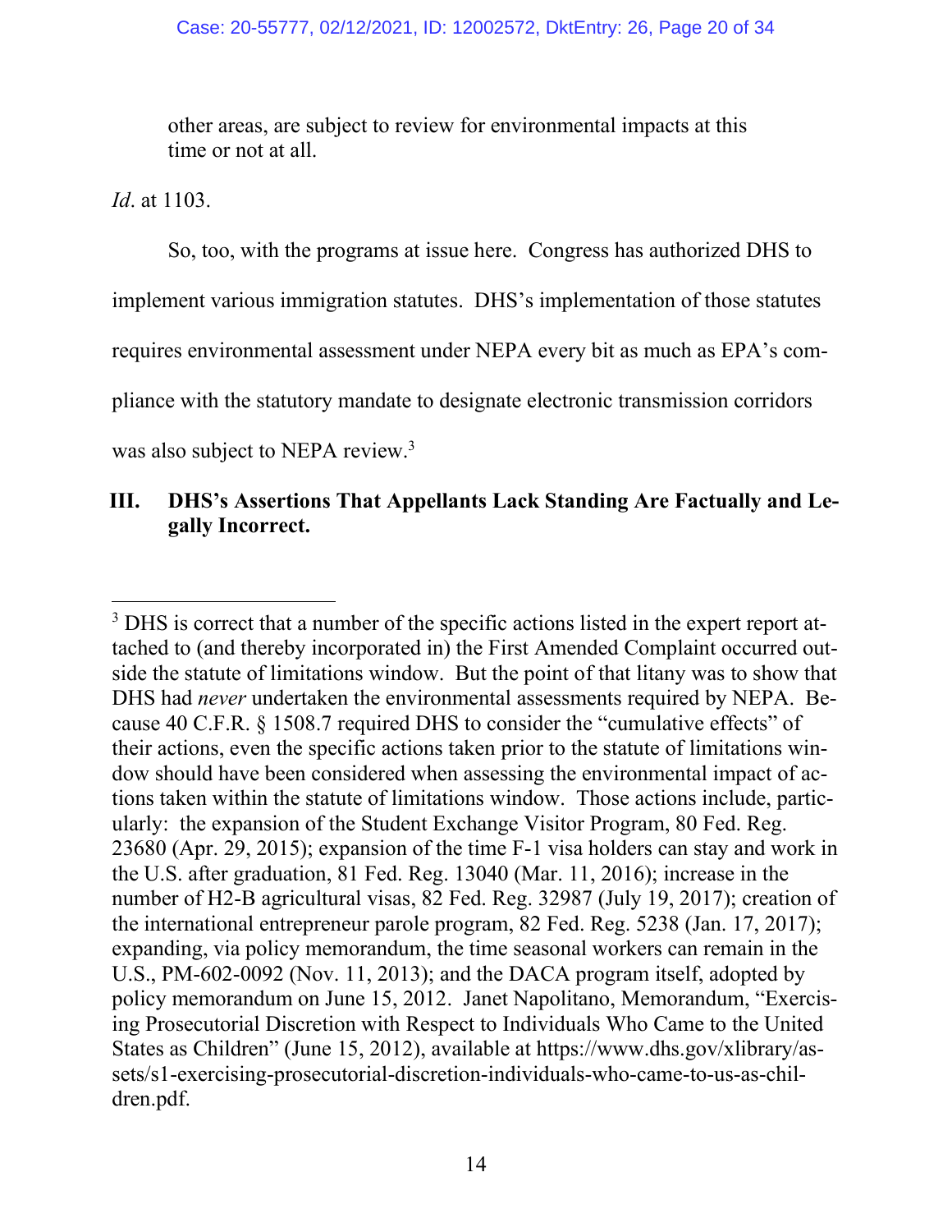other areas, are subject to review for environmental impacts at this time or not at all.

*Id*. at 1103.

So, too, with the programs at issue here. Congress has authorized DHS to implement various immigration statutes. DHS's implementation of those statutes requires environmental assessment under NEPA every bit as much as EPA's compliance with the statutory mandate to designate electronic transmission corridors was also subject to NEPA review.[3]

## III. DHS's Assertions That Appellants Lack Standing Are Factually and Legally Incorrect.

---

[3] DHS is correct that a number of the specific actions listed in the expert report attached to (and thereby incorporated in) the First Amended Complaint occurred outside the statute of limitations window. But the point of that litany was to show that DHS had *never* undertaken the environmental assessments required by NEPA. Because 40 C.F.R. § 1508.7 required DHS to consider the "cumulative effects" of their actions, even the specific actions taken prior to the statute of limitations window should have been considered when assessing the environmental impact of actions taken within the statute of limitations window. Those actions include, particularly: the expansion of the Student Exchange Visitor Program, 80 Fed. Reg. 23680 (Apr. 29, 2015); expansion of the time F-1 visa holders can stay and work in the U.S. after graduation, 81 Fed. Reg. 13040 (Mar. 11, 2016); increase in the number of H2-B agricultural visas, 82 Fed. Reg. 32987 (July 19, 2017); creation of the international entrepreneur parole program, 82 Fed. Reg. 5238 (Jan. 17, 2017); expanding, via policy memorandum, the time seasonal workers can remain in the U.S., PM-602-0092 (Nov. 11, 2013); and the DACA program itself, adopted by policy memorandum on June 15, 2012. Janet Napolitano, Memorandum, "Exercising Prosecutorial Discretion with Respect to Individuals Who Came to the United States as Children" (June 15, 2012), available at https://www.dhs.gov/xlibrary/assets/s1-exercising-prosecutorial-discretion-individuals-who-came-to-us-as-children.pdf.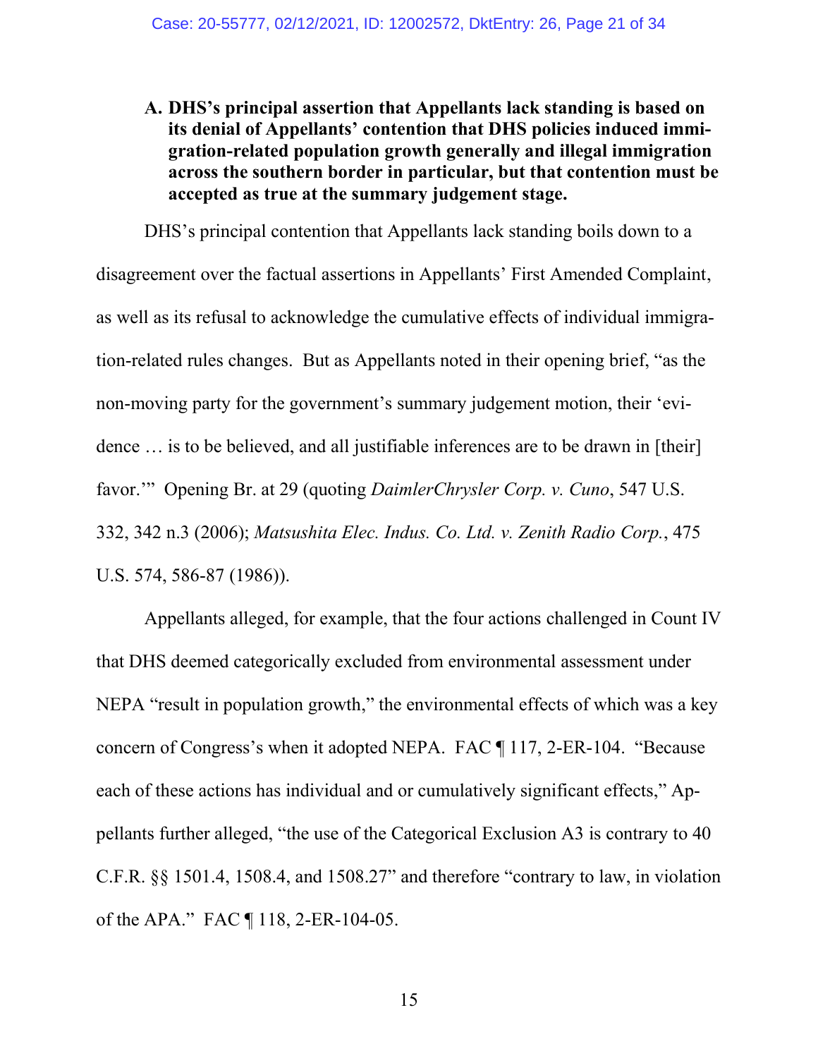**A. DHS's principal assertion that Appellants lack standing is based on its denial of Appellants' contention that DHS policies induced immigration-related population growth generally and illegal immigration across the southern border in particular, but that contention must be accepted as true at the summary judgement stage.**

DHS's principal contention that Appellants lack standing boils down to a disagreement over the factual assertions in Appellants' First Amended Complaint, as well as its refusal to acknowledge the cumulative effects of individual immigration-related rules changes. But as Appellants noted in their opening brief, "as the non-moving party for the government's summary judgement motion, their 'evidence … is to be believed, and all justifiable inferences are to be drawn in [their] favor.'" Opening Br. at 29 (quoting *DaimlerChrysler Corp. v. Cuno*, 547 U.S. 332, 342 n.3 (2006); *Matsushita Elec. Indus. Co. Ltd. v. Zenith Radio Corp.*, 475 U.S. 574, 586-87 (1986)).

Appellants alleged, for example, that the four actions challenged in Count IV that DHS deemed categorically excluded from environmental assessment under NEPA "result in population growth," the environmental effects of which was a key concern of Congress's when it adopted NEPA. FAC ¶ 117, 2-ER-104. "Because each of these actions has individual and or cumulatively significant effects," Appellants further alleged, "the use of the Categorical Exclusion A3 is contrary to 40 C.F.R. §§ 1501.4, 1508.4, and 1508.27" and therefore "contrary to law, in violation of the APA." FAC ¶ 118, 2-ER-104-05.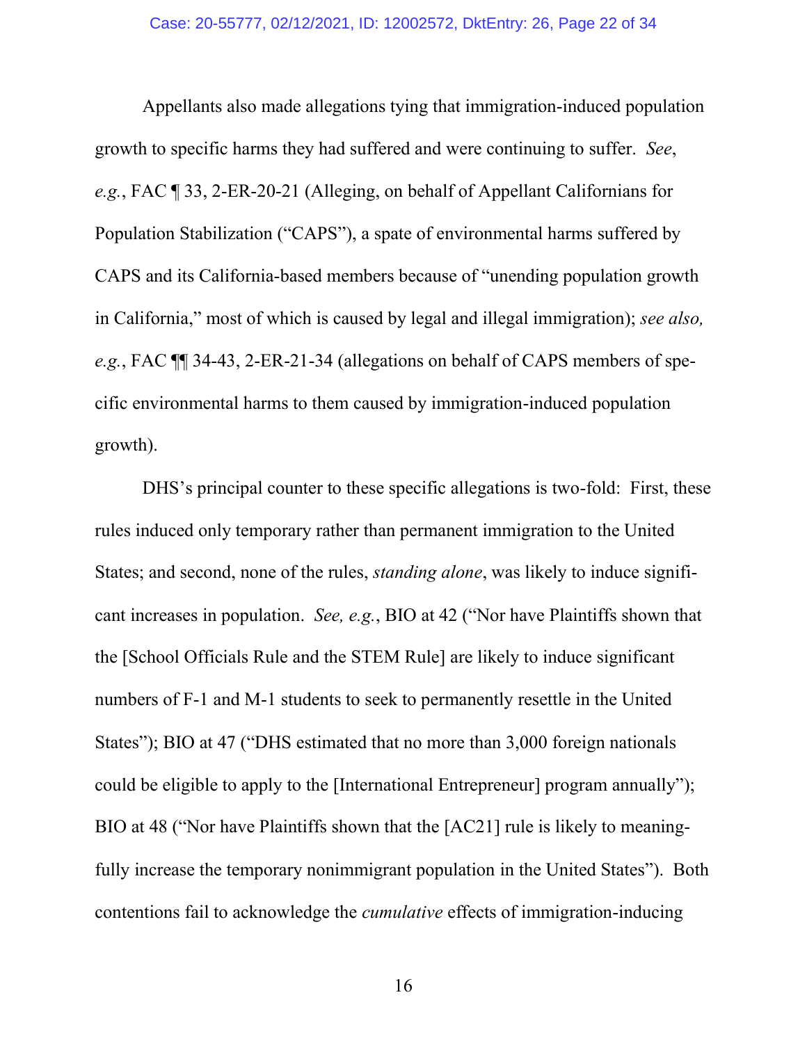Appellants also made allegations tying that immigration-induced population growth to specific harms they had suffered and were continuing to suffer. *See*, *e.g.*, FAC ¶ 33, 2-ER-20-21 (Alleging, on behalf of Appellant Californians for Population Stabilization ("CAPS"), a spate of environmental harms suffered by CAPS and its California-based members because of "unending population growth in California," most of which is caused by legal and illegal immigration); *see also, e.g.*, FAC ¶¶ 34-43, 2-ER-21-34 (allegations on behalf of CAPS members of specific environmental harms to them caused by immigration-induced population growth).

DHS's principal counter to these specific allegations is two-fold: First, these rules induced only temporary rather than permanent immigration to the United States; and second, none of the rules, *standing alone*, was likely to induce significant increases in population. *See, e.g.*, BIO at 42 ("Nor have Plaintiffs shown that the [School Officials Rule and the STEM Rule] are likely to induce significant numbers of F-1 and M-1 students to seek to permanently resettle in the United States"); BIO at 47 ("DHS estimated that no more than 3,000 foreign nationals could be eligible to apply to the [International Entrepreneur] program annually"); BIO at 48 ("Nor have Plaintiffs shown that the [AC21] rule is likely to meaningfully increase the temporary nonimmigrant population in the United States"). Both contentions fail to acknowledge the *cumulative* effects of immigration-inducing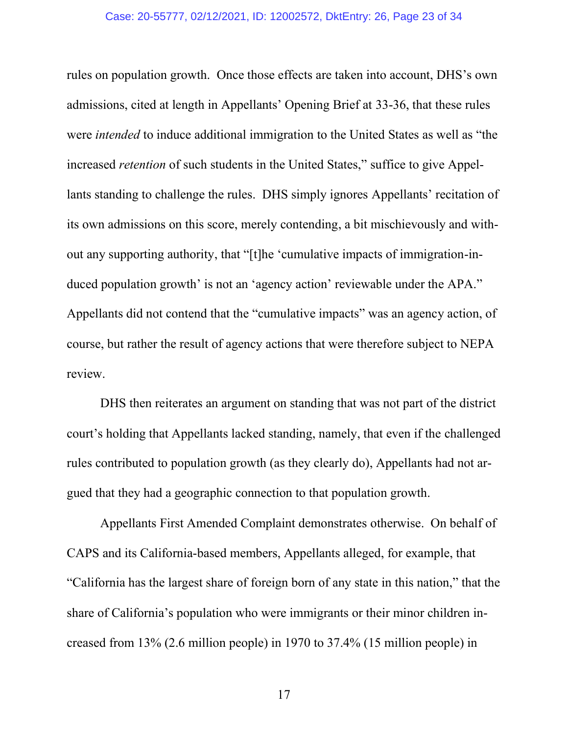rules on population growth. Once those effects are taken into account, DHS's own admissions, cited at length in Appellants' Opening Brief at 33-36, that these rules were *intended* to induce additional immigration to the United States as well as "the increased *retention* of such students in the United States," suffice to give Appellants standing to challenge the rules. DHS simply ignores Appellants' recitation of its own admissions on this score, merely contending, a bit mischievously and without any supporting authority, that "[t]he 'cumulative impacts of immigration-induced population growth' is not an 'agency action' reviewable under the APA." Appellants did not contend that the "cumulative impacts" was an agency action, of course, but rather the result of agency actions that were therefore subject to NEPA review.

DHS then reiterates an argument on standing that was not part of the district court's holding that Appellants lacked standing, namely, that even if the challenged rules contributed to population growth (as they clearly do), Appellants had not argued that they had a geographic connection to that population growth.

Appellants First Amended Complaint demonstrates otherwise. On behalf of CAPS and its California-based members, Appellants alleged, for example, that "California has the largest share of foreign born of any state in this nation," that the share of California's population who were immigrants or their minor children increased from 13% (2.6 million people) in 1970 to 37.4% (15 million people) in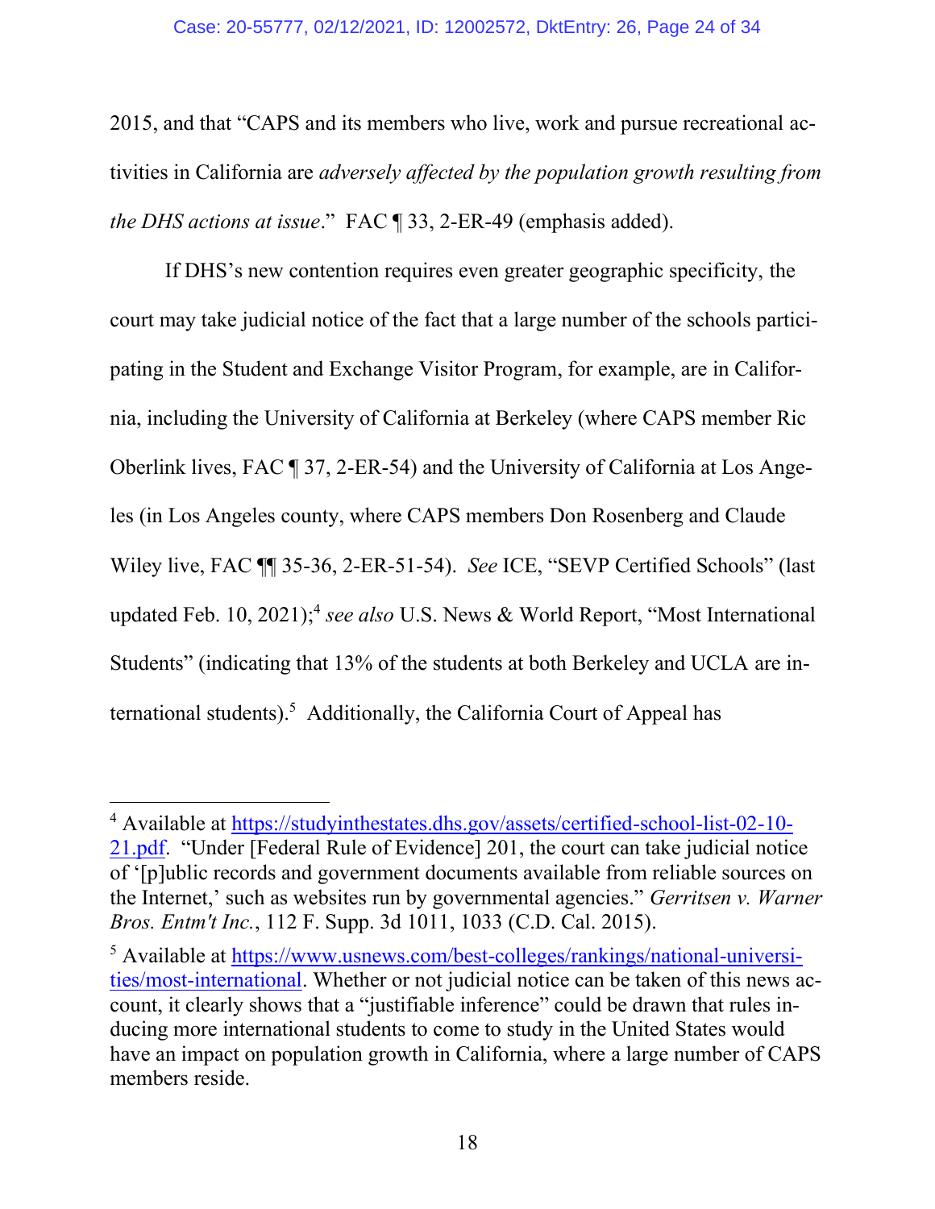2015, and that "CAPS and its members who live, work and pursue recreational activities in California are *adversely affected by the population growth resulting from the DHS actions at issue*." FAC ¶ 33, 2-ER-49 (emphasis added).

If DHS's new contention requires even greater geographic specificity, the court may take judicial notice of the fact that a large number of the schools participating in the Student and Exchange Visitor Program, for example, are in California, including the University of California at Berkeley (where CAPS member Ric Oberlink lives, FAC ¶ 37, 2-ER-54) and the University of California at Los Angeles (in Los Angeles county, where CAPS members Don Rosenberg and Claude Wiley live, FAC ¶¶ 35-36, 2-ER-51-54). *See* ICE, "SEVP Certified Schools" (last updated Feb. 10, 2021);[4] *see also* U.S. News & World Report, "Most International Students" (indicating that 13% of the students at both Berkeley and UCLA are international students).[5] Additionally, the California Court of Appeal has

---

[4] Available at https://studyinthestates.dhs.gov/assets/certified-school-list-02-10-21.pdf. "Under [Federal Rule of Evidence] 201, the court can take judicial notice of '[p]ublic records and government documents available from reliable sources on the Internet,' such as websites run by governmental agencies." *Gerritsen v. Warner Bros. Entm't Inc.*, 112 F. Supp. 3d 1011, 1033 (C.D. Cal. 2015).

[5] Available at https://www.usnews.com/best-colleges/rankings/national-universities/most-international. Whether or not judicial notice can be taken of this news account, it clearly shows that a "justifiable inference" could be drawn that rules inducing more international students to come to study in the United States would have an impact on population growth in California, where a large number of CAPS members reside.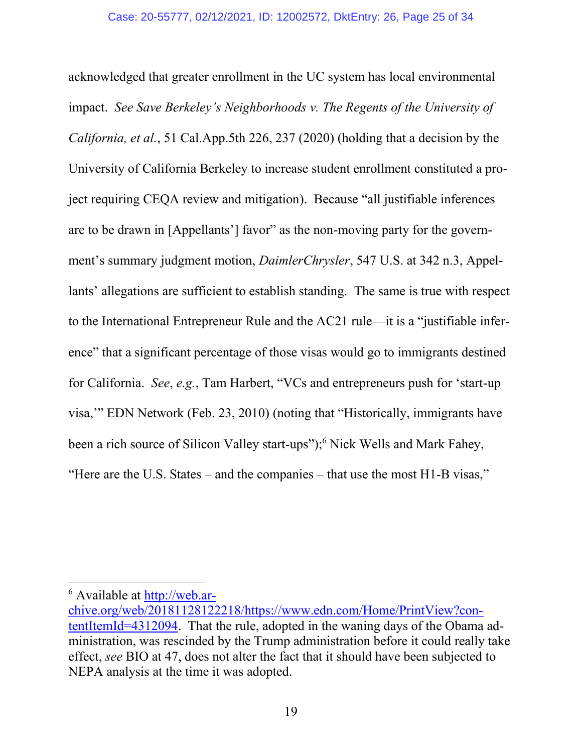acknowledged that greater enrollment in the UC system has local environmental impact. *See Save Berkeley's Neighborhoods v. The Regents of the University of California, et al.*, 51 Cal.App.5th 226, 237 (2020) (holding that a decision by the University of California Berkeley to increase student enrollment constituted a project requiring CEQA review and mitigation). Because "all justifiable inferences are to be drawn in [Appellants'] favor" as the non-moving party for the government's summary judgment motion, *DaimlerChrysler*, 547 U.S. at 342 n.3, Appellants' allegations are sufficient to establish standing. The same is true with respect to the International Entrepreneur Rule and the AC21 rule—it is a "justifiable inference" that a significant percentage of those visas would go to immigrants destined for California. *See*, *e.g.*, Tam Harbert, "VCs and entrepreneurs push for 'start-up visa,'" EDN Network (Feb. 23, 2010) (noting that "Historically, immigrants have been a rich source of Silicon Valley start-ups");[6] Nick Wells and Mark Fahey, "Here are the U.S. States – and the companies – that use the most H1-B visas,"

---

[6] Available at http://web.archive.org/web/20181128122218/https://www.edn.com/Home/PrintView?contentItemId=4312094. That the rule, adopted in the waning days of the Obama administration, was rescinded by the Trump administration before it could really take effect, *see* BIO at 47, does not alter the fact that it should have been subjected to NEPA analysis at the time it was adopted.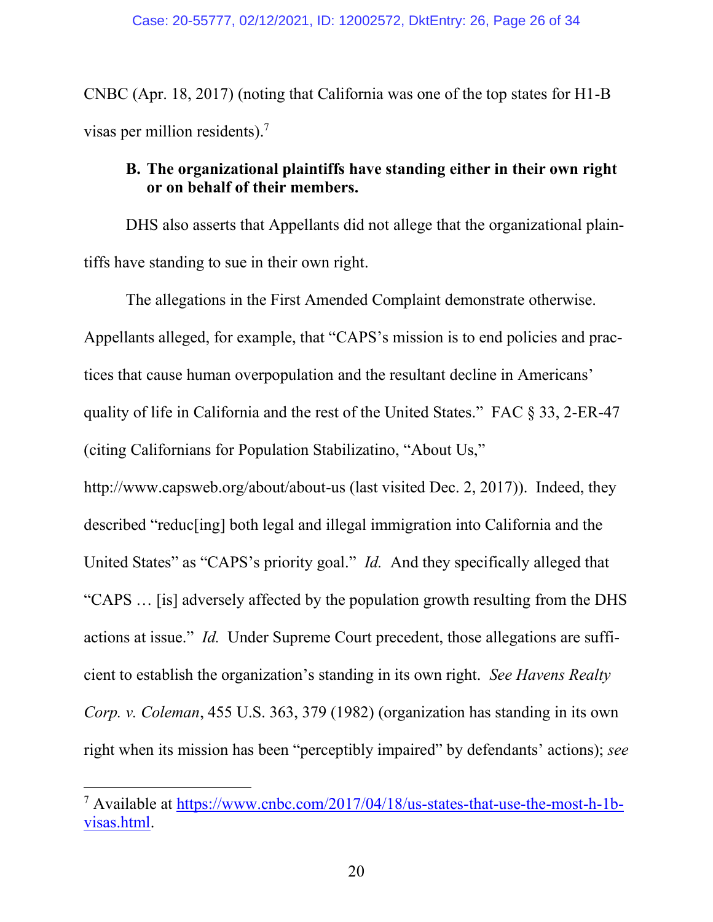CNBC (Apr. 18, 2017) (noting that California was one of the top states for H1-B visas per million residents).[7]

### B. The organizational plaintiffs have standing either in their own right or on behalf of their members.

DHS also asserts that Appellants did not allege that the organizational plaintiffs have standing to sue in their own right.

The allegations in the First Amended Complaint demonstrate otherwise. Appellants alleged, for example, that "CAPS's mission is to end policies and practices that cause human overpopulation and the resultant decline in Americans' quality of life in California and the rest of the United States." FAC § 33, 2-ER-47 (citing Californians for Population Stabilizatino, "About Us," http://www.capsweb.org/about/about-us (last visited Dec. 2, 2017)). Indeed, they described "reduc[ing] both legal and illegal immigration into California and the United States" as "CAPS's priority goal." *Id.* And they specifically alleged that "CAPS … [is] adversely affected by the population growth resulting from the DHS actions at issue." *Id.* Under Supreme Court precedent, those allegations are sufficient to establish the organization's standing in its own right. *See Havens Realty Corp. v. Coleman*, 455 U.S. 363, 379 (1982) (organization has standing in its own right when its mission has been "perceptibly impaired" by defendants' actions); *see*

---

[7] Available at https://www.cnbc.com/2017/04/18/us-states-that-use-the-most-h-1b-visas.html.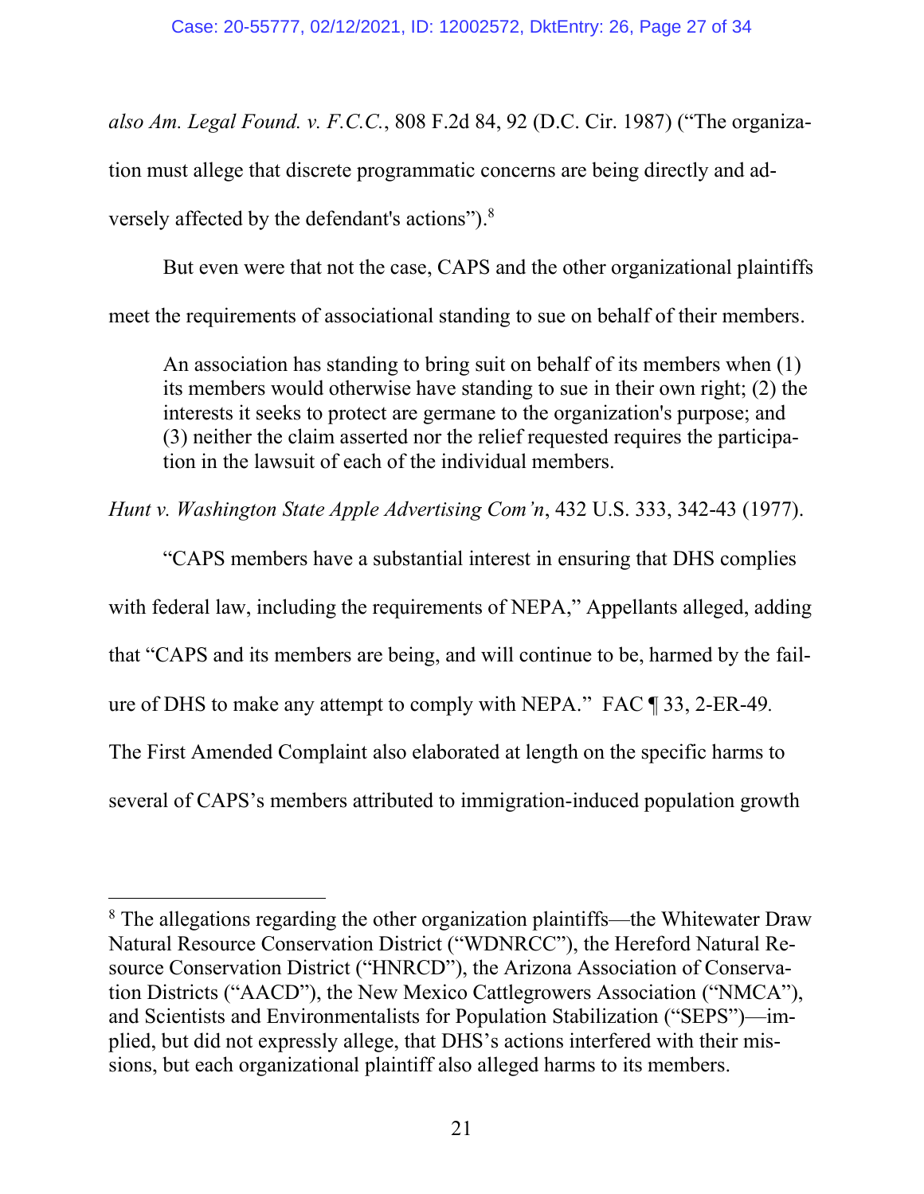*also Am. Legal Found. v. F.C.C.*, 808 F.2d 84, 92 (D.C. Cir. 1987) ("The organization must allege that discrete programmatic concerns are being directly and adversely affected by the defendant's actions").[8]

But even were that not the case, CAPS and the other organizational plaintiffs meet the requirements of associational standing to sue on behalf of their members.

> An association has standing to bring suit on behalf of its members when (1) its members would otherwise have standing to sue in their own right; (2) the interests it seeks to protect are germane to the organization's purpose; and (3) neither the claim asserted nor the relief requested requires the participation in the lawsuit of each of the individual members.

*Hunt v. Washington State Apple Advertising Com'n*, 432 U.S. 333, 342-43 (1977).

"CAPS members have a substantial interest in ensuring that DHS complies with federal law, including the requirements of NEPA," Appellants alleged, adding that "CAPS and its members are being, and will continue to be, harmed by the failure of DHS to make any attempt to comply with NEPA." FAC ¶ 33, 2-ER-49. The First Amended Complaint also elaborated at length on the specific harms to several of CAPS's members attributed to immigration-induced population growth

---

[8] The allegations regarding the other organization plaintiffs—the Whitewater Draw Natural Resource Conservation District ("WDNRCC"), the Hereford Natural Resource Conservation District ("HNRCD"), the Arizona Association of Conservation Districts ("AACD"), the New Mexico Cattlegrowers Association ("NMCA"), and Scientists and Environmentalists for Population Stabilization ("SEPS")—implied, but did not expressly allege, that DHS's actions interfered with their missions, but each organizational plaintiff also alleged harms to its members.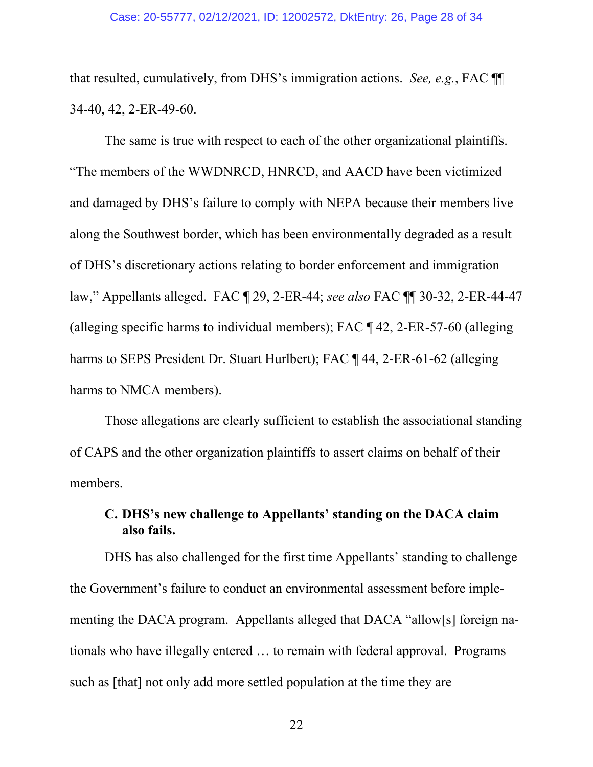that resulted, cumulatively, from DHS's immigration actions. *See, e.g.*, FAC ¶¶ 34-40, 42, 2-ER-49-60.

The same is true with respect to each of the other organizational plaintiffs. "The members of the WWDNRCD, HNRCD, and AACD have been victimized and damaged by DHS's failure to comply with NEPA because their members live along the Southwest border, which has been environmentally degraded as a result of DHS's discretionary actions relating to border enforcement and immigration law," Appellants alleged. FAC ¶ 29, 2-ER-44; *see also* FAC ¶¶ 30-32, 2-ER-44-47 (alleging specific harms to individual members); FAC ¶ 42, 2-ER-57-60 (alleging harms to SEPS President Dr. Stuart Hurlbert); FAC ¶ 44, 2-ER-61-62 (alleging harms to NMCA members).

Those allegations are clearly sufficient to establish the associational standing of CAPS and the other organization plaintiffs to assert claims on behalf of their members.

### C. DHS's new challenge to Appellants' standing on the DACA claim also fails.

DHS has also challenged for the first time Appellants' standing to challenge the Government's failure to conduct an environmental assessment before implementing the DACA program. Appellants alleged that DACA "allow[s] foreign nationals who have illegally entered … to remain with federal approval. Programs such as [that] not only add more settled population at the time they are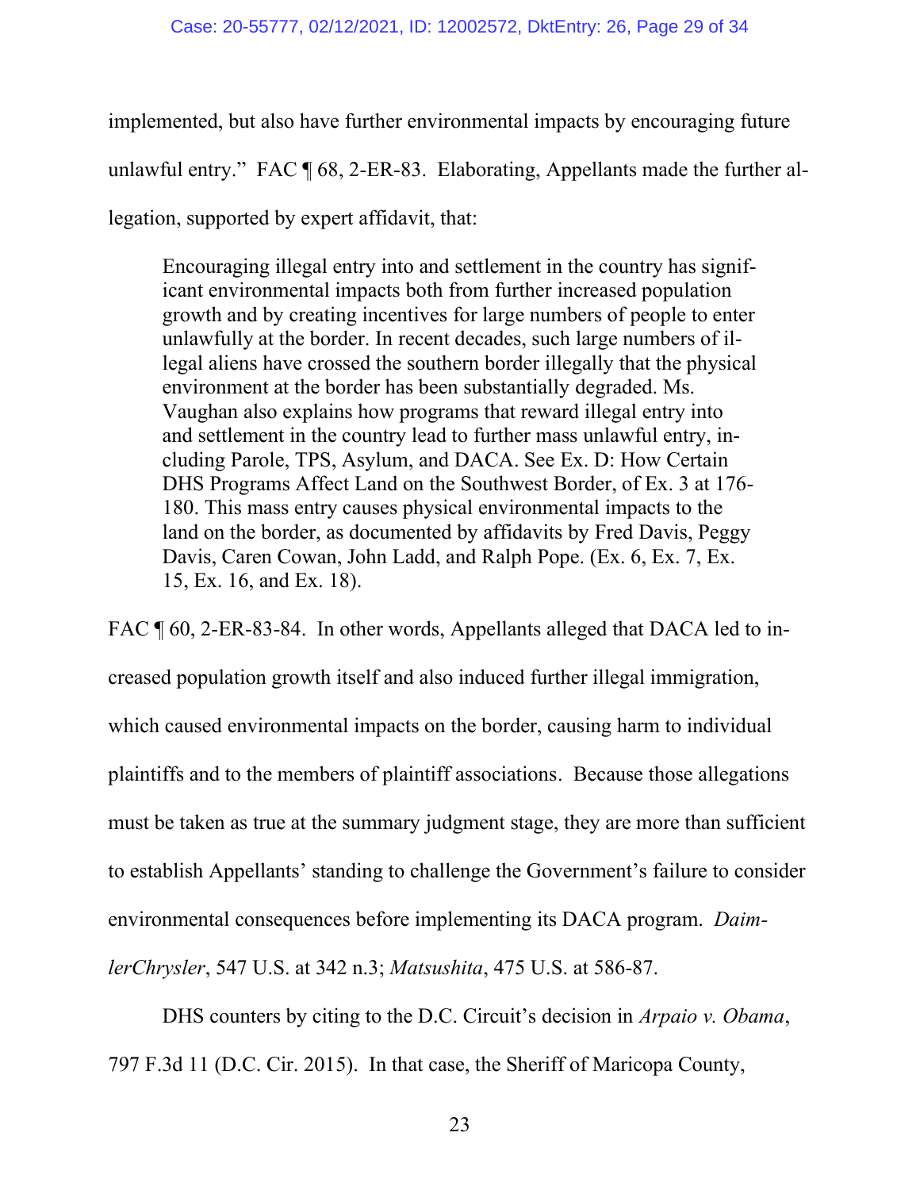implemented, but also have further environmental impacts by encouraging future unlawful entry." FAC ¶ 68, 2-ER-83. Elaborating, Appellants made the further allegation, supported by expert affidavit, that:

> Encouraging illegal entry into and settlement in the country has significant environmental impacts both from further increased population growth and by creating incentives for large numbers of people to enter unlawfully at the border. In recent decades, such large numbers of illegal aliens have crossed the southern border illegally that the physical environment at the border has been substantially degraded. Ms. Vaughan also explains how programs that reward illegal entry into and settlement in the country lead to further mass unlawful entry, including Parole, TPS, Asylum, and DACA. See Ex. D: How Certain DHS Programs Affect Land on the Southwest Border, of Ex. 3 at 176-180. This mass entry causes physical environmental impacts to the land on the border, as documented by affidavits by Fred Davis, Peggy Davis, Caren Cowan, John Ladd, and Ralph Pope. (Ex. 6, Ex. 7, Ex. 15, Ex. 16, and Ex. 18).

FAC ¶ 60, 2-ER-83-84. In other words, Appellants alleged that DACA led to increased population growth itself and also induced further illegal immigration, which caused environmental impacts on the border, causing harm to individual plaintiffs and to the members of plaintiff associations. Because those allegations must be taken as true at the summary judgment stage, they are more than sufficient to establish Appellants' standing to challenge the Government's failure to consider environmental consequences before implementing its DACA program. *DaimlerChrysler*, 547 U.S. at 342 n.3; *Matsushita*, 475 U.S. at 586-87.

DHS counters by citing to the D.C. Circuit's decision in *Arpaio v. Obama*, 797 F.3d 11 (D.C. Cir. 2015). In that case, the Sheriff of Maricopa County,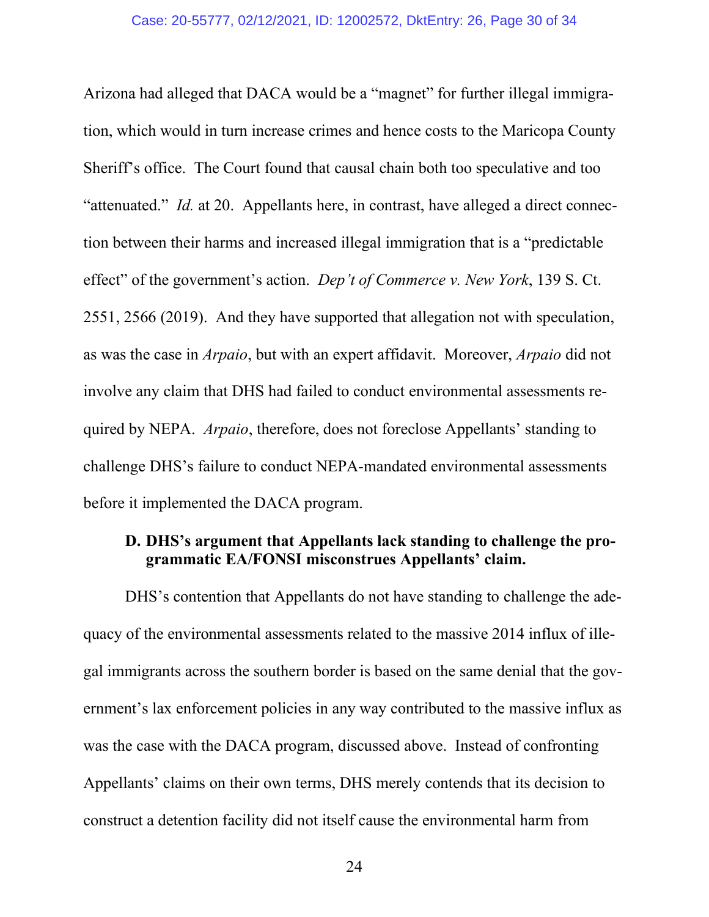Arizona had alleged that DACA would be a "magnet" for further illegal immigration, which would in turn increase crimes and hence costs to the Maricopa County Sheriff's office. The Court found that causal chain both too speculative and too "attenuated." *Id.* at 20. Appellants here, in contrast, have alleged a direct connection between their harms and increased illegal immigration that is a "predictable effect" of the government's action. *Dep't of Commerce v. New York*, 139 S. Ct. 2551, 2566 (2019). And they have supported that allegation not with speculation, as was the case in *Arpaio*, but with an expert affidavit. Moreover, *Arpaio* did not involve any claim that DHS had failed to conduct environmental assessments required by NEPA. *Arpaio*, therefore, does not foreclose Appellants' standing to challenge DHS's failure to conduct NEPA-mandated environmental assessments before it implemented the DACA program.

**D. DHS's argument that Appellants lack standing to challenge the programmatic EA/FONSI misconstrues Appellants' claim.**

DHS's contention that Appellants do not have standing to challenge the adequacy of the environmental assessments related to the massive 2014 influx of illegal immigrants across the southern border is based on the same denial that the government's lax enforcement policies in any way contributed to the massive influx as was the case with the DACA program, discussed above. Instead of confronting Appellants' claims on their own terms, DHS merely contends that its decision to construct a detention facility did not itself cause the environmental harm from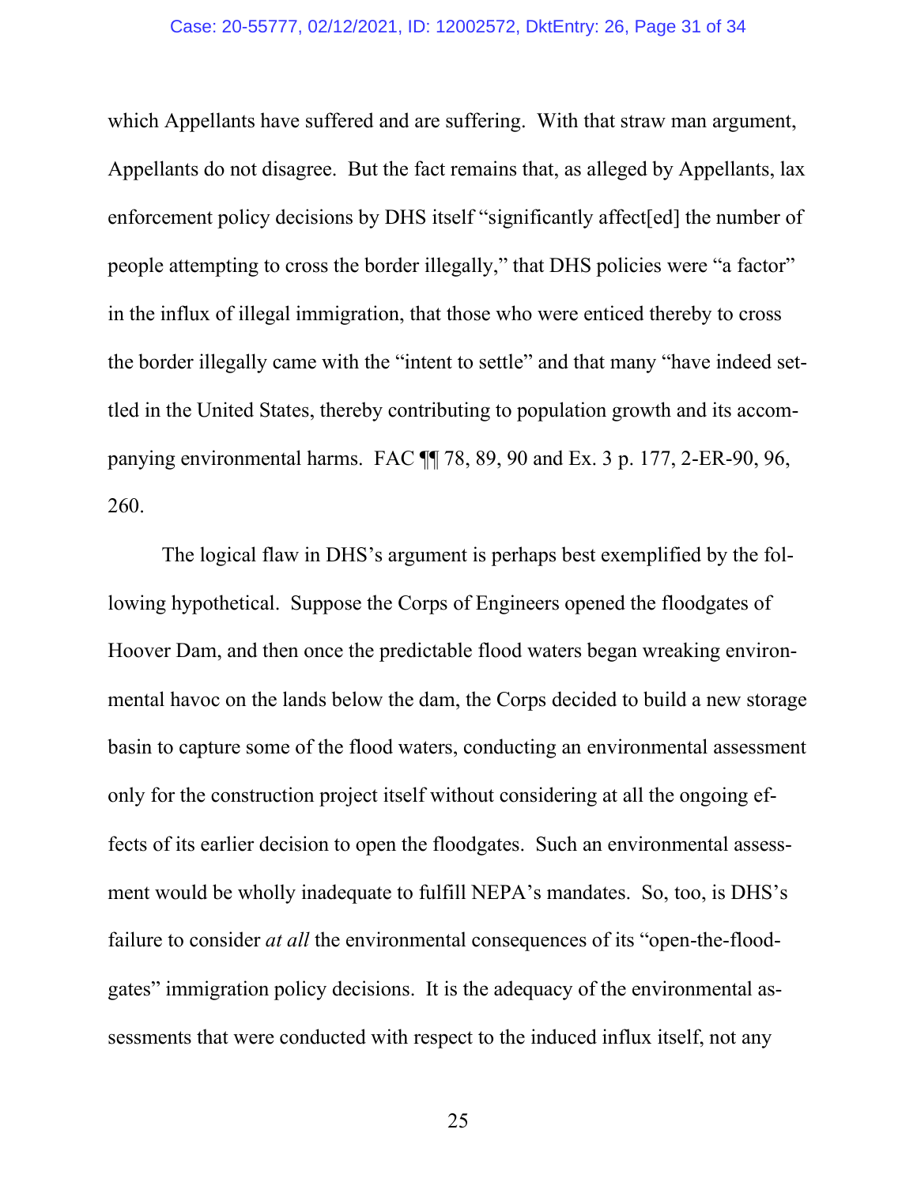which Appellants have suffered and are suffering. With that straw man argument, Appellants do not disagree. But the fact remains that, as alleged by Appellants, lax enforcement policy decisions by DHS itself "significantly affect[ed] the number of people attempting to cross the border illegally," that DHS policies were "a factor" in the influx of illegal immigration, that those who were enticed thereby to cross the border illegally came with the "intent to settle" and that many "have indeed settled in the United States, thereby contributing to population growth and its accompanying environmental harms. FAC ¶¶ 78, 89, 90 and Ex. 3 p. 177, 2-ER-90, 96, 260.

The logical flaw in DHS's argument is perhaps best exemplified by the following hypothetical. Suppose the Corps of Engineers opened the floodgates of Hoover Dam, and then once the predictable flood waters began wreaking environmental havoc on the lands below the dam, the Corps decided to build a new storage basin to capture some of the flood waters, conducting an environmental assessment only for the construction project itself without considering at all the ongoing effects of its earlier decision to open the floodgates. Such an environmental assessment would be wholly inadequate to fulfill NEPA's mandates. So, too, is DHS's failure to consider *at all* the environmental consequences of its "open-the-floodgates" immigration policy decisions. It is the adequacy of the environmental assessments that were conducted with respect to the induced influx itself, not any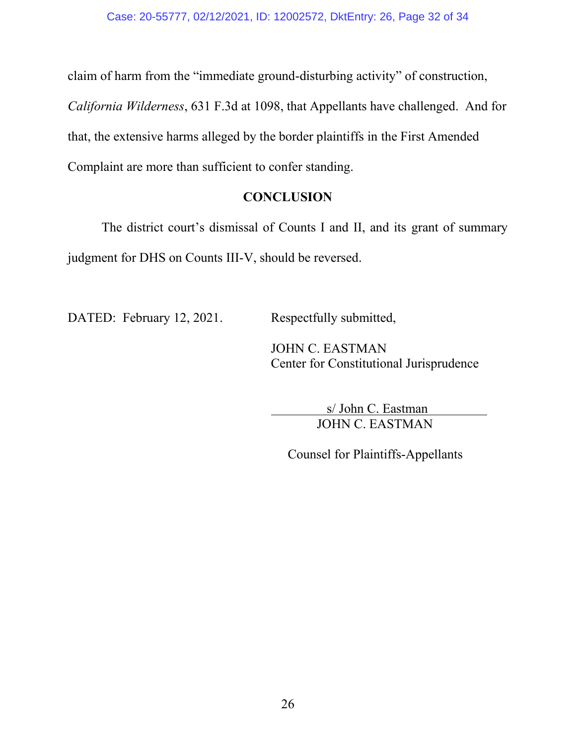claim of harm from the "immediate ground-disturbing activity" of construction, *California Wilderness*, 631 F.3d at 1098, that Appellants have challenged. And for that, the extensive harms alleged by the border plaintiffs in the First Amended Complaint are more than sufficient to confer standing.

## CONCLUSION

The district court's dismissal of Counts I and II, and its grant of summary judgment for DHS on Counts III-V, should be reversed.

DATED: February 12, 2021.

Respectfully submitted,

JOHN C. EASTMAN
Center for Constitutional Jurisprudence

s/ John C. Eastman
JOHN C. EASTMAN

Counsel for Plaintiffs-Appellants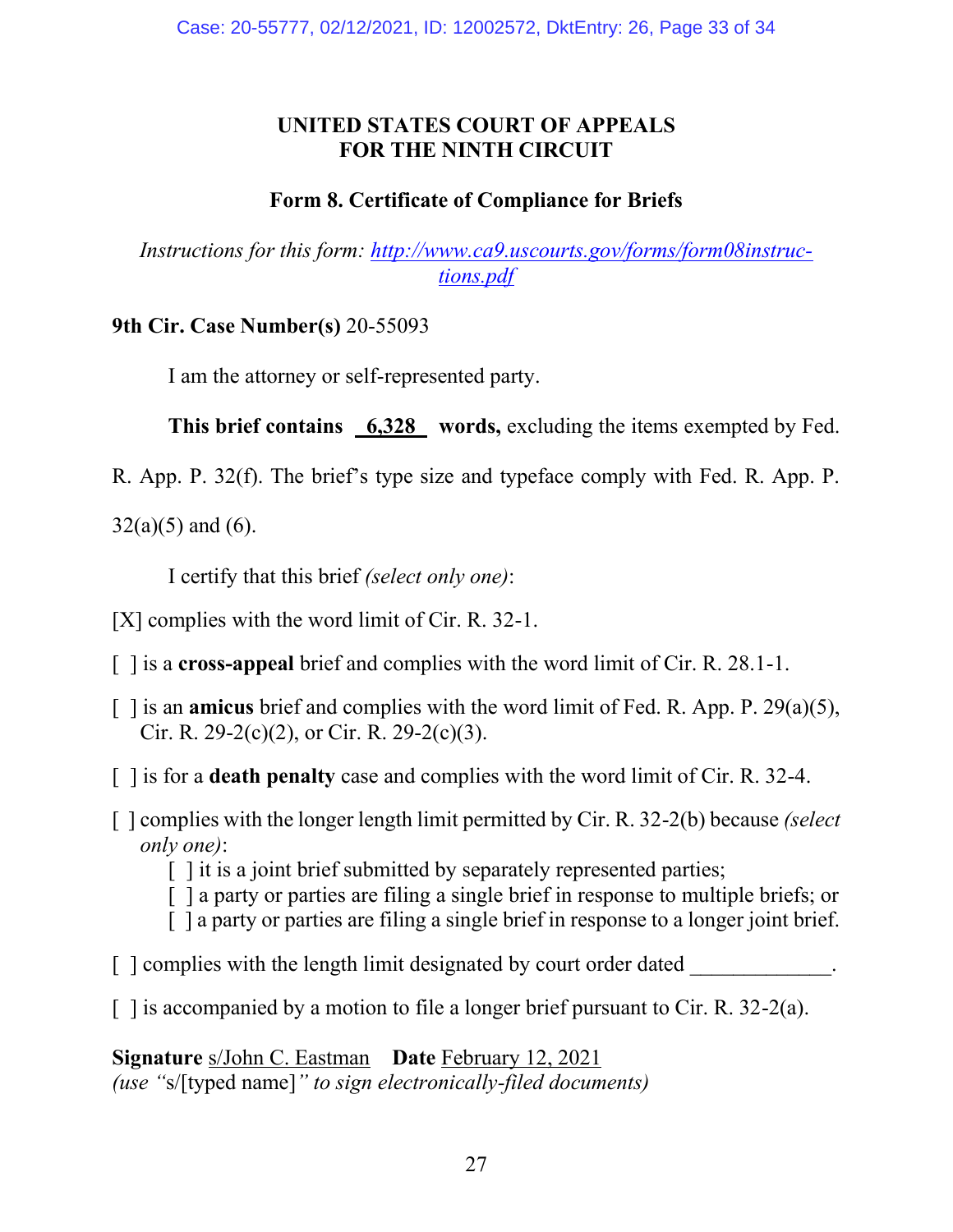**UNITED STATES COURT OF APPEALS**
**FOR THE NINTH CIRCUIT**

**Form 8. Certificate of Compliance for Briefs**

*Instructions for this form: [http://www.ca9.uscourts.gov/forms/form08instructions.pdf](http://www.ca9.uscourts.gov/forms/form08instructions.pdf)*

**9th Cir. Case Number(s)** 20-55093

I am the attorney or self-represented party.

**This brief contains** 6,328 **words,** excluding the items exempted by Fed. R. App. P. 32(f). The brief's type size and typeface comply with Fed. R. App. P. 32(a)(5) and (6).

I certify that this brief *(select only one)*:

[X] complies with the word limit of Cir. R. 32-1.

[ ] is a **cross-appeal** brief and complies with the word limit of Cir. R. 28.1-1.

[ ] is an **amicus** brief and complies with the word limit of Fed. R. App. P. 29(a)(5), Cir. R. 29-2(c)(2), or Cir. R. 29-2(c)(3).

[ ] is for a **death penalty** case and complies with the word limit of Cir. R. 32-4.

[ ] complies with the longer length limit permitted by Cir. R. 32-2(b) because *(select only one)*:
- [ ] it is a joint brief submitted by separately represented parties;
- [ ] a party or parties are filing a single brief in response to multiple briefs; or
- [ ] a party or parties are filing a single brief in response to a longer joint brief.

[ ] complies with the length limit designated by court order dated _____________.

[ ] is accompanied by a motion to file a longer brief pursuant to Cir. R. 32-2(a).

**Signature** s/John C. Eastman **Date** February 12, 2021
*(use "*s/[typed name]*" to sign electronically-filed documents)*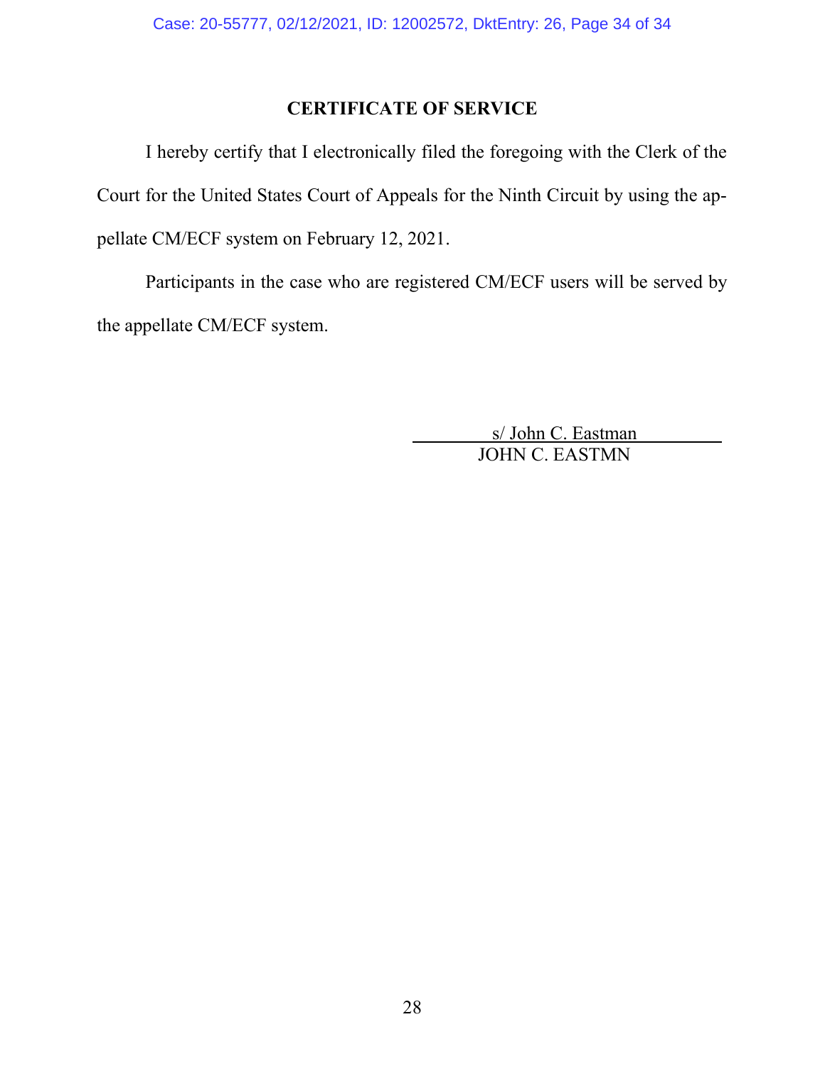## CERTIFICATE OF SERVICE

I hereby certify that I electronically filed the foregoing with the Clerk of the Court for the United States Court of Appeals for the Ninth Circuit by using the appellate CM/ECF system on February 12, 2021.

Participants in the case who are registered CM/ECF users will be served by the appellate CM/ECF system.

s/ John C. Eastman
JOHN C. EASTMN